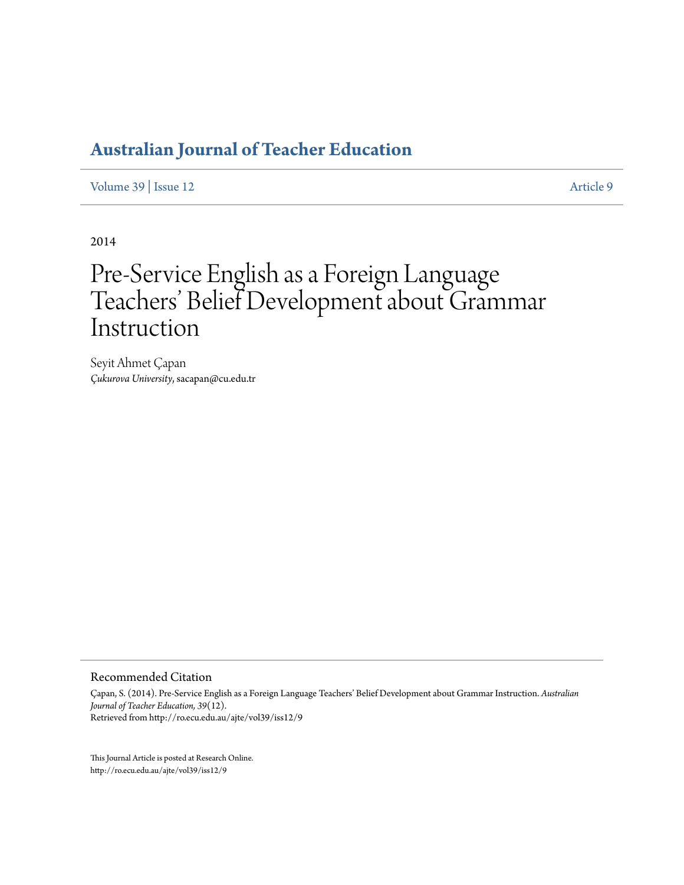# Australian Journal of Teacher Education

Volume 39 | Issue 12 Article 9

2014

# Pre-Service English as a Foreign Language Teachers' Belief Development about Grammar Instruction

Seyit Ahmet Çapan
*Çukurova University*, sacapan@cu.edu.tr

## Recommended Citation

Çapan, S. (2014). Pre-Service English as a Foreign Language Teachers' Belief Development about Grammar Instruction. *Australian Journal of Teacher Education, 39*(12).
Retrieved from http://ro.ecu.edu.au/ajte/vol39/iss12/9

This Journal Article is posted at Research Online.
http://ro.ecu.edu.au/ajte/vol39/iss12/9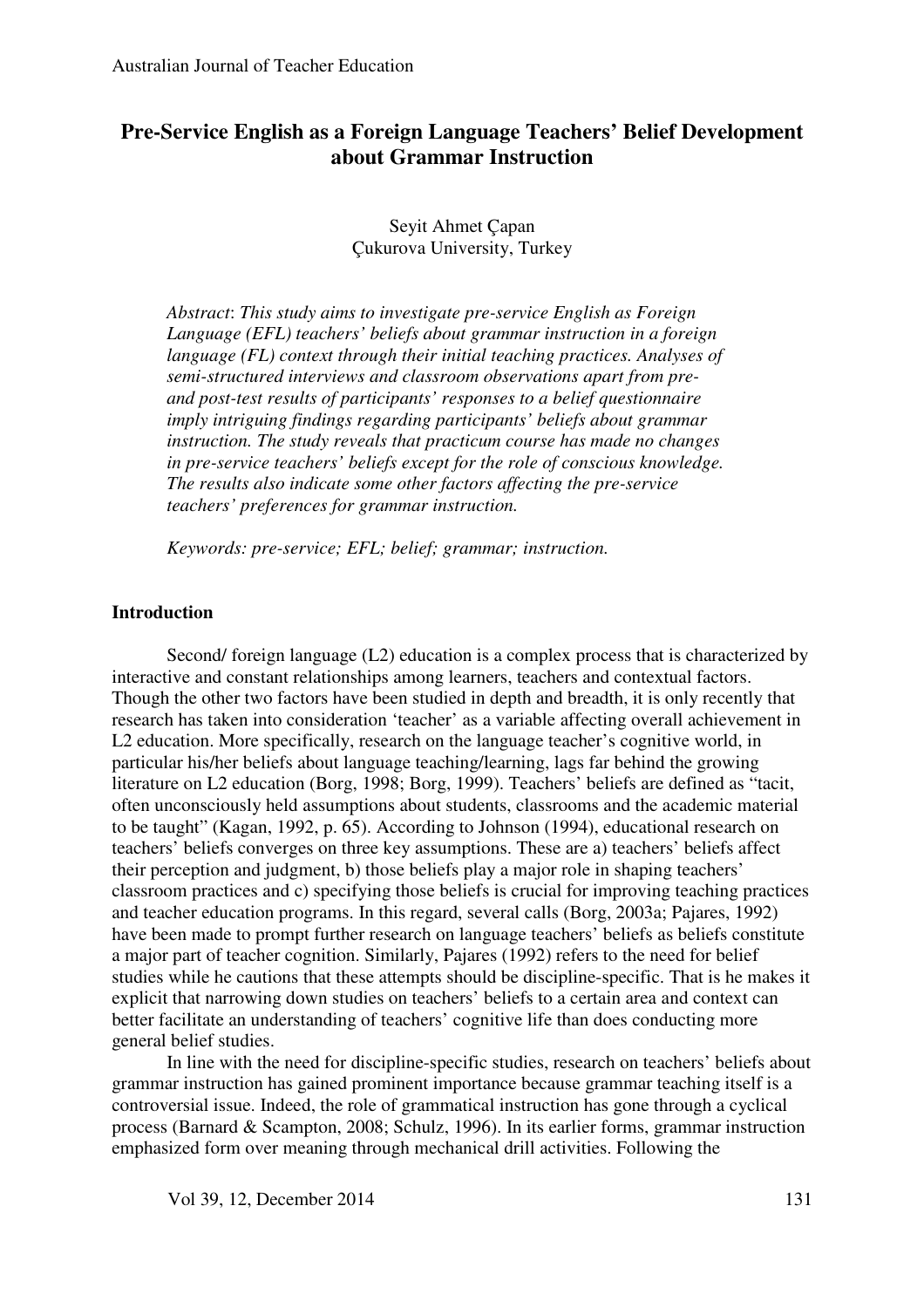# Pre-Service English as a Foreign Language Teachers' Belief Development about Grammar Instruction

Seyit Ahmet Çapan
Çukurova University, Turkey

*Abstract*: *This study aims to investigate pre-service English as Foreign Language (EFL) teachers' beliefs about grammar instruction in a foreign language (FL) context through their initial teaching practices. Analyses of semi-structured interviews and classroom observations apart from pre- and post-test results of participants' responses to a belief questionnaire imply intriguing findings regarding participants' beliefs about grammar instruction. The study reveals that practicum course has made no changes in pre-service teachers' beliefs except for the role of conscious knowledge. The results also indicate some other factors affecting the pre-service teachers' preferences for grammar instruction.*

*Keywords: pre-service; EFL; belief; grammar; instruction.*

## Introduction

Second/ foreign language (L2) education is a complex process that is characterized by interactive and constant relationships among learners, teachers and contextual factors. Though the other two factors have been studied in depth and breadth, it is only recently that research has taken into consideration 'teacher' as a variable affecting overall achievement in L2 education. More specifically, research on the language teacher's cognitive world, in particular his/her beliefs about language teaching/learning, lags far behind the growing literature on L2 education (Borg, 1998; Borg, 1999). Teachers' beliefs are defined as "tacit, often unconsciously held assumptions about students, classrooms and the academic material to be taught" (Kagan, 1992, p. 65). According to Johnson (1994), educational research on teachers' beliefs converges on three key assumptions. These are a) teachers' beliefs affect their perception and judgment, b) those beliefs play a major role in shaping teachers' classroom practices and c) specifying those beliefs is crucial for improving teaching practices and teacher education programs. In this regard, several calls (Borg, 2003a; Pajares, 1992) have been made to prompt further research on language teachers' beliefs as beliefs constitute a major part of teacher cognition. Similarly, Pajares (1992) refers to the need for belief studies while he cautions that these attempts should be discipline-specific. That is he makes it explicit that narrowing down studies on teachers' beliefs to a certain area and context can better facilitate an understanding of teachers' cognitive life than does conducting more general belief studies.

In line with the need for discipline-specific studies, research on teachers' beliefs about grammar instruction has gained prominent importance because grammar teaching itself is a controversial issue. Indeed, the role of grammatical instruction has gone through a cyclical process (Barnard & Scampton, 2008; Schulz, 1996). In its earlier forms, grammar instruction emphasized form over meaning through mechanical drill activities. Following the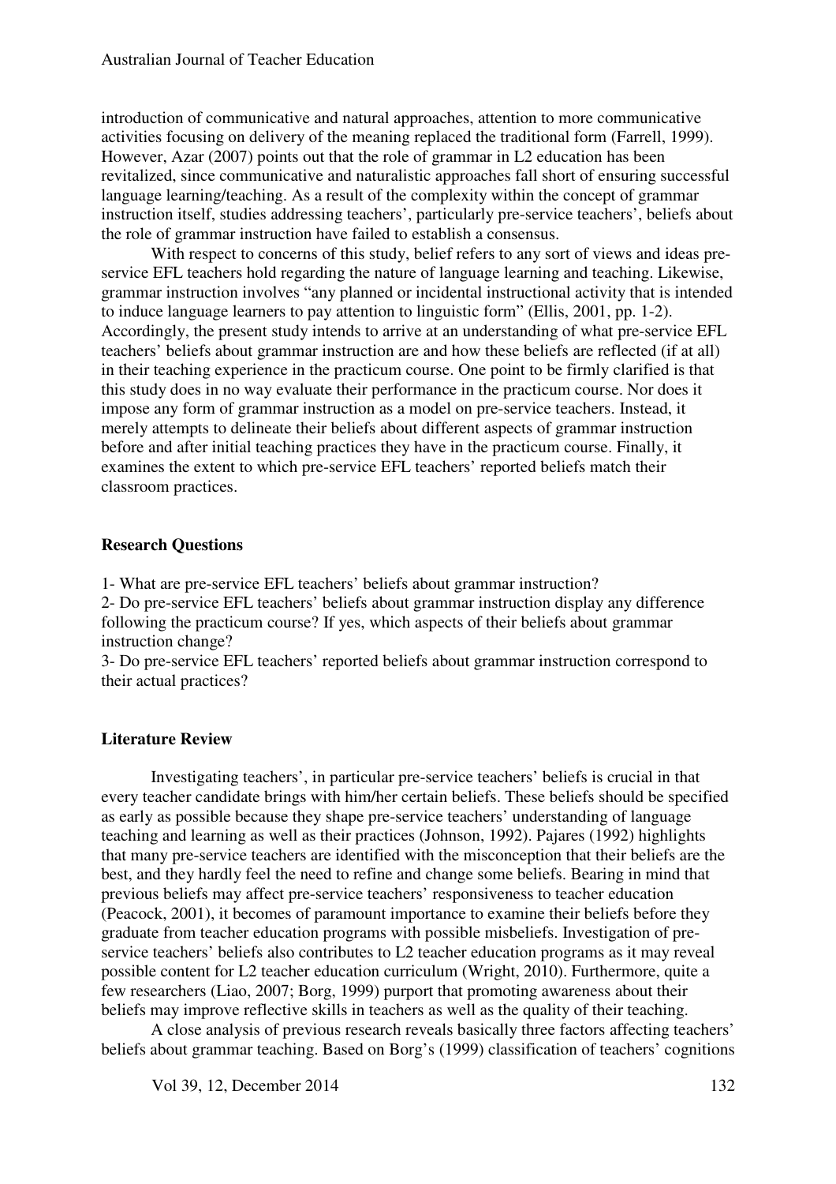introduction of communicative and natural approaches, attention to more communicative activities focusing on delivery of the meaning replaced the traditional form (Farrell, 1999). However, Azar (2007) points out that the role of grammar in L2 education has been revitalized, since communicative and naturalistic approaches fall short of ensuring successful language learning/teaching. As a result of the complexity within the concept of grammar instruction itself, studies addressing teachers', particularly pre-service teachers', beliefs about the role of grammar instruction have failed to establish a consensus.

With respect to concerns of this study, belief refers to any sort of views and ideas pre-service EFL teachers hold regarding the nature of language learning and teaching. Likewise, grammar instruction involves "any planned or incidental instructional activity that is intended to induce language learners to pay attention to linguistic form" (Ellis, 2001, pp. 1-2). Accordingly, the present study intends to arrive at an understanding of what pre-service EFL teachers' beliefs about grammar instruction are and how these beliefs are reflected (if at all) in their teaching experience in the practicum course. One point to be firmly clarified is that this study does in no way evaluate their performance in the practicum course. Nor does it impose any form of grammar instruction as a model on pre-service teachers. Instead, it merely attempts to delineate their beliefs about different aspects of grammar instruction before and after initial teaching practices they have in the practicum course. Finally, it examines the extent to which pre-service EFL teachers' reported beliefs match their classroom practices.

## Research Questions

1- What are pre-service EFL teachers' beliefs about grammar instruction?
2- Do pre-service EFL teachers' beliefs about grammar instruction display any difference following the practicum course? If yes, which aspects of their beliefs about grammar instruction change?
3- Do pre-service EFL teachers' reported beliefs about grammar instruction correspond to their actual practices?

## Literature Review

Investigating teachers', in particular pre-service teachers' beliefs is crucial in that every teacher candidate brings with him/her certain beliefs. These beliefs should be specified as early as possible because they shape pre-service teachers' understanding of language teaching and learning as well as their practices (Johnson, 1992). Pajares (1992) highlights that many pre-service teachers are identified with the misconception that their beliefs are the best, and they hardly feel the need to refine and change some beliefs. Bearing in mind that previous beliefs may affect pre-service teachers' responsiveness to teacher education (Peacock, 2001), it becomes of paramount importance to examine their beliefs before they graduate from teacher education programs with possible misbeliefs. Investigation of pre-service teachers' beliefs also contributes to L2 teacher education programs as it may reveal possible content for L2 teacher education curriculum (Wright, 2010). Furthermore, quite a few researchers (Liao, 2007; Borg, 1999) purport that promoting awareness about their beliefs may improve reflective skills in teachers as well as the quality of their teaching.

A close analysis of previous research reveals basically three factors affecting teachers' beliefs about grammar teaching. Based on Borg's (1999) classification of teachers' cognitions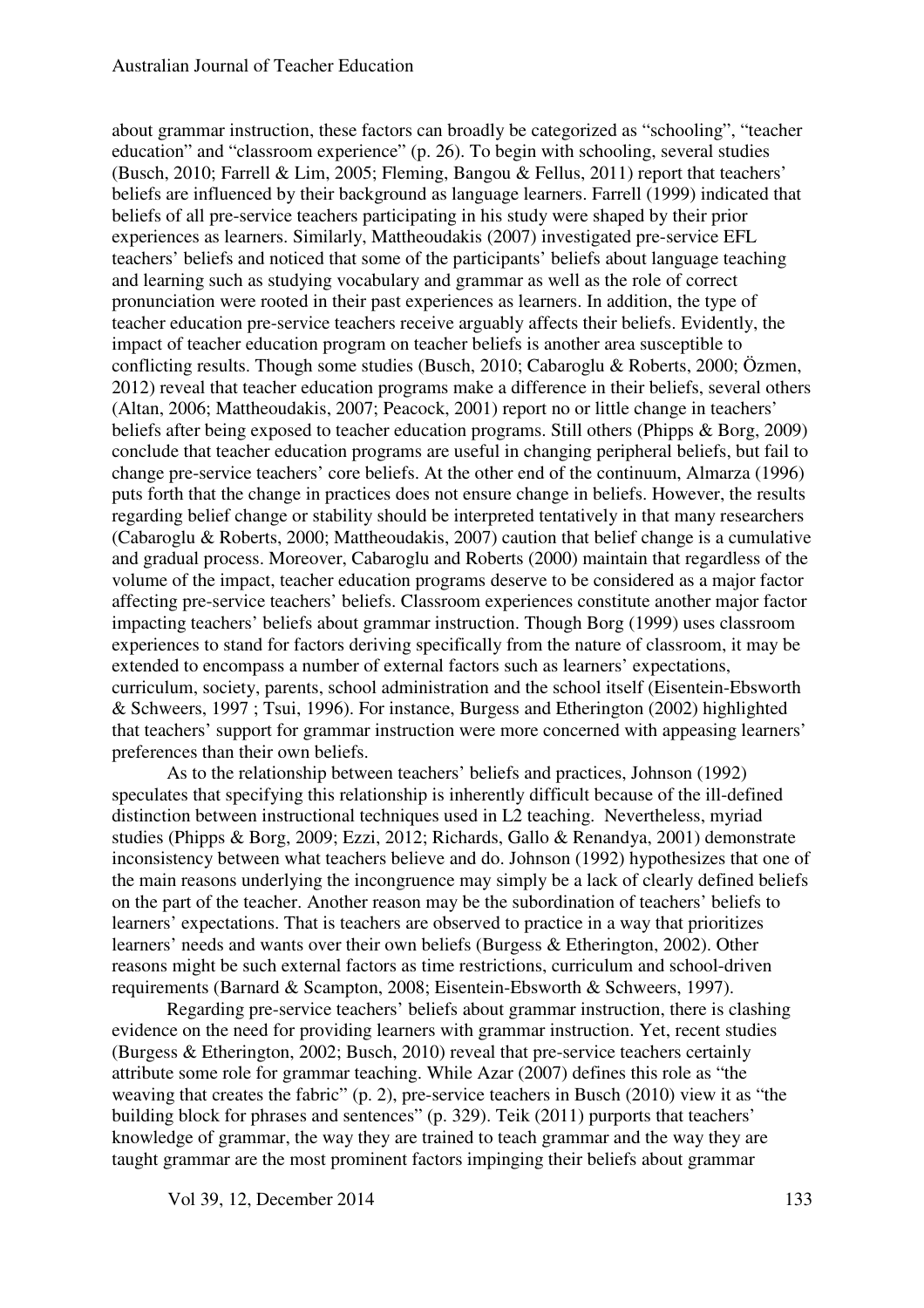about grammar instruction, these factors can broadly be categorized as "schooling", "teacher education" and "classroom experience" (p. 26). To begin with schooling, several studies (Busch, 2010; Farrell & Lim, 2005; Fleming, Bangou & Fellus, 2011) report that teachers' beliefs are influenced by their background as language learners. Farrell (1999) indicated that beliefs of all pre-service teachers participating in his study were shaped by their prior experiences as learners. Similarly, Mattheoudakis (2007) investigated pre-service EFL teachers' beliefs and noticed that some of the participants' beliefs about language teaching and learning such as studying vocabulary and grammar as well as the role of correct pronunciation were rooted in their past experiences as learners. In addition, the type of teacher education pre-service teachers receive arguably affects their beliefs. Evidently, the impact of teacher education program on teacher beliefs is another area susceptible to conflicting results. Though some studies (Busch, 2010; Cabaroglu & Roberts, 2000; Özmen, 2012) reveal that teacher education programs make a difference in their beliefs, several others (Altan, 2006; Mattheoudakis, 2007; Peacock, 2001) report no or little change in teachers' beliefs after being exposed to teacher education programs. Still others (Phipps & Borg, 2009) conclude that teacher education programs are useful in changing peripheral beliefs, but fail to change pre-service teachers' core beliefs. At the other end of the continuum, Almarza (1996) puts forth that the change in practices does not ensure change in beliefs. However, the results regarding belief change or stability should be interpreted tentatively in that many researchers (Cabaroglu & Roberts, 2000; Mattheoudakis, 2007) caution that belief change is a cumulative and gradual process. Moreover, Cabaroglu and Roberts (2000) maintain that regardless of the volume of the impact, teacher education programs deserve to be considered as a major factor affecting pre-service teachers' beliefs. Classroom experiences constitute another major factor impacting teachers' beliefs about grammar instruction. Though Borg (1999) uses classroom experiences to stand for factors deriving specifically from the nature of classroom, it may be extended to encompass a number of external factors such as learners' expectations, curriculum, society, parents, school administration and the school itself (Eisentein-Ebsworth & Schweers, 1997 ; Tsui, 1996). For instance, Burgess and Etherington (2002) highlighted that teachers' support for grammar instruction were more concerned with appeasing learners' preferences than their own beliefs.

As to the relationship between teachers' beliefs and practices, Johnson (1992) speculates that specifying this relationship is inherently difficult because of the ill-defined distinction between instructional techniques used in L2 teaching. Nevertheless, myriad studies (Phipps & Borg, 2009; Ezzi, 2012; Richards, Gallo & Renandya, 2001) demonstrate inconsistency between what teachers believe and do. Johnson (1992) hypothesizes that one of the main reasons underlying the incongruence may simply be a lack of clearly defined beliefs on the part of the teacher. Another reason may be the subordination of teachers' beliefs to learners' expectations. That is teachers are observed to practice in a way that prioritizes learners' needs and wants over their own beliefs (Burgess & Etherington, 2002). Other reasons might be such external factors as time restrictions, curriculum and school-driven requirements (Barnard & Scampton, 2008; Eisentein-Ebsworth & Schweers, 1997).

Regarding pre-service teachers' beliefs about grammar instruction, there is clashing evidence on the need for providing learners with grammar instruction. Yet, recent studies (Burgess & Etherington, 2002; Busch, 2010) reveal that pre-service teachers certainly attribute some role for grammar teaching. While Azar (2007) defines this role as "the weaving that creates the fabric" (p. 2), pre-service teachers in Busch (2010) view it as "the building block for phrases and sentences" (p. 329). Teik (2011) purports that teachers' knowledge of grammar, the way they are trained to teach grammar and the way they are taught grammar are the most prominent factors impinging their beliefs about grammar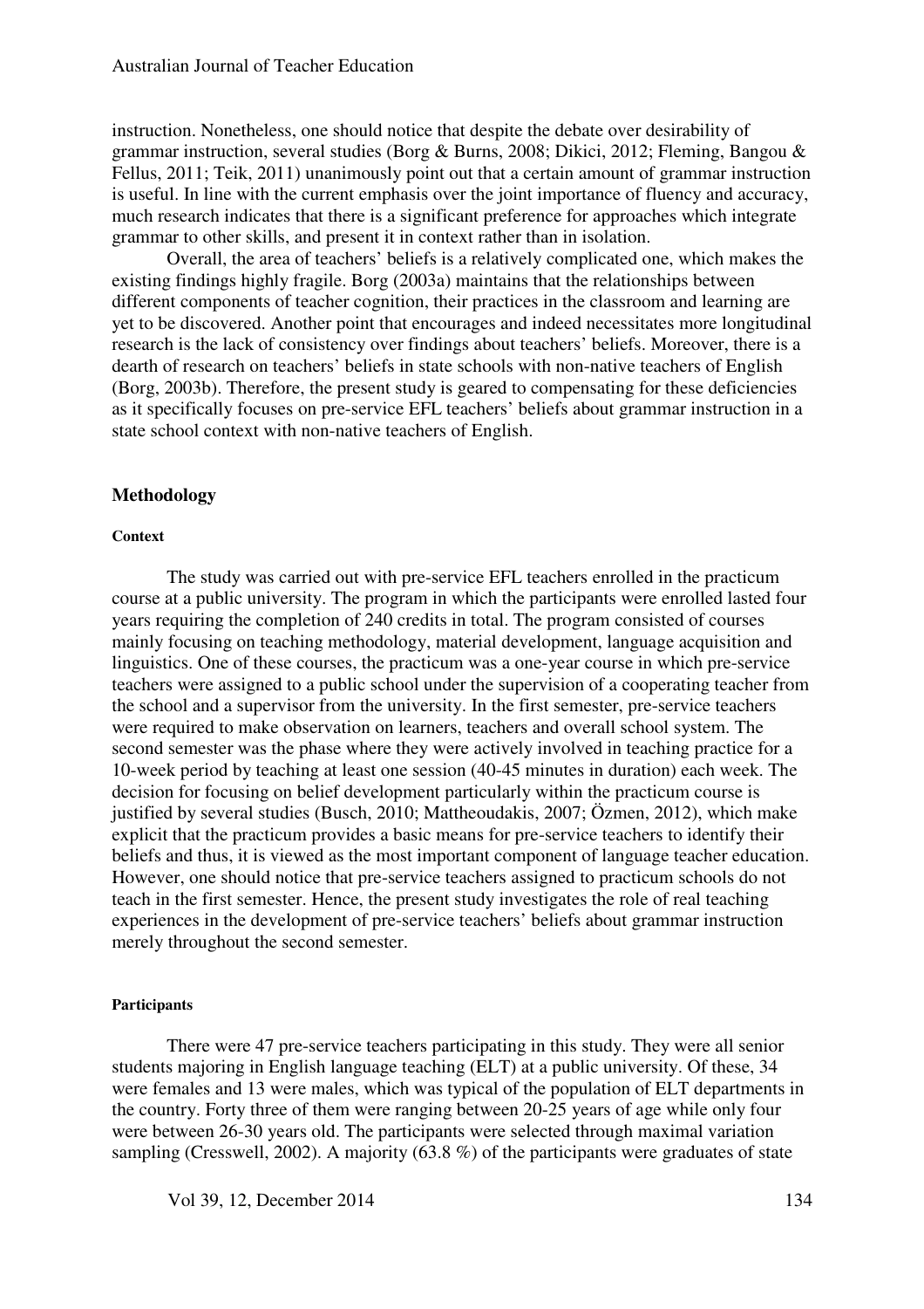instruction. Nonetheless, one should notice that despite the debate over desirability of grammar instruction, several studies (Borg & Burns, 2008; Dikici, 2012; Fleming, Bangou & Fellus, 2011; Teik, 2011) unanimously point out that a certain amount of grammar instruction is useful. In line with the current emphasis over the joint importance of fluency and accuracy, much research indicates that there is a significant preference for approaches which integrate grammar to other skills, and present it in context rather than in isolation.

Overall, the area of teachers' beliefs is a relatively complicated one, which makes the existing findings highly fragile. Borg (2003a) maintains that the relationships between different components of teacher cognition, their practices in the classroom and learning are yet to be discovered. Another point that encourages and indeed necessitates more longitudinal research is the lack of consistency over findings about teachers' beliefs. Moreover, there is a dearth of research on teachers' beliefs in state schools with non-native teachers of English (Borg, 2003b). Therefore, the present study is geared to compensating for these deficiencies as it specifically focuses on pre-service EFL teachers' beliefs about grammar instruction in a state school context with non-native teachers of English.

## Methodology

#### Context

The study was carried out with pre-service EFL teachers enrolled in the practicum course at a public university. The program in which the participants were enrolled lasted four years requiring the completion of 240 credits in total. The program consisted of courses mainly focusing on teaching methodology, material development, language acquisition and linguistics. One of these courses, the practicum was a one-year course in which pre-service teachers were assigned to a public school under the supervision of a cooperating teacher from the school and a supervisor from the university. In the first semester, pre-service teachers were required to make observation on learners, teachers and overall school system. The second semester was the phase where they were actively involved in teaching practice for a 10-week period by teaching at least one session (40-45 minutes in duration) each week. The decision for focusing on belief development particularly within the practicum course is justified by several studies (Busch, 2010; Mattheoudakis, 2007; Özmen, 2012), which make explicit that the practicum provides a basic means for pre-service teachers to identify their beliefs and thus, it is viewed as the most important component of language teacher education. However, one should notice that pre-service teachers assigned to practicum schools do not teach in the first semester. Hence, the present study investigates the role of real teaching experiences in the development of pre-service teachers' beliefs about grammar instruction merely throughout the second semester.

#### Participants

There were 47 pre-service teachers participating in this study. They were all senior students majoring in English language teaching (ELT) at a public university. Of these, 34 were females and 13 were males, which was typical of the population of ELT departments in the country. Forty three of them were ranging between 20-25 years of age while only four were between 26-30 years old. The participants were selected through maximal variation sampling (Cresswell, 2002). A majority (63.8 %) of the participants were graduates of state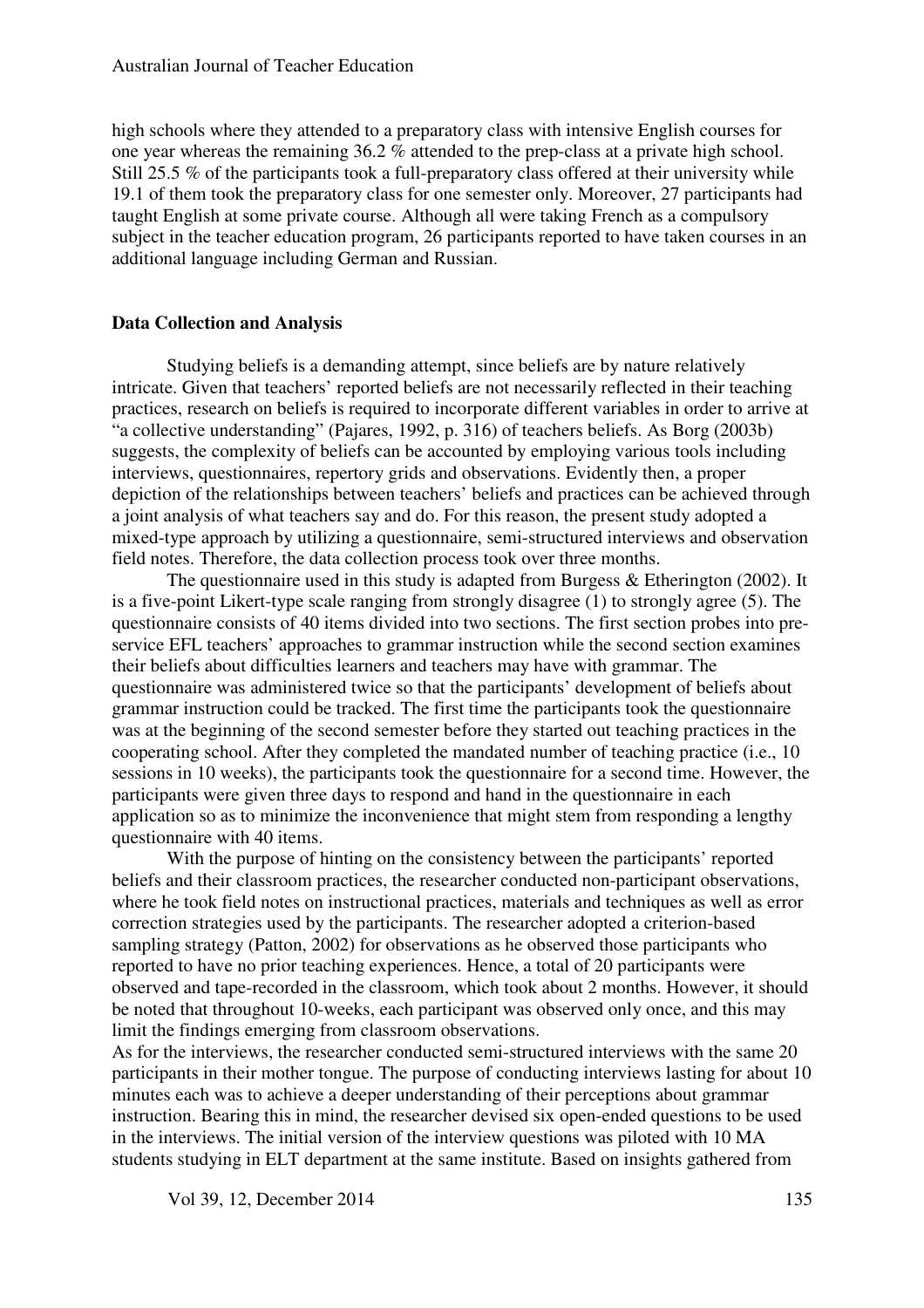high schools where they attended to a preparatory class with intensive English courses for one year whereas the remaining 36.2 % attended to the prep-class at a private high school. Still 25.5 % of the participants took a full-preparatory class offered at their university while 19.1 of them took the preparatory class for one semester only. Moreover, 27 participants had taught English at some private course. Although all were taking French as a compulsory subject in the teacher education program, 26 participants reported to have taken courses in an additional language including German and Russian.

**Data Collection and Analysis**

Studying beliefs is a demanding attempt, since beliefs are by nature relatively intricate. Given that teachers' reported beliefs are not necessarily reflected in their teaching practices, research on beliefs is required to incorporate different variables in order to arrive at "a collective understanding" (Pajares, 1992, p. 316) of teachers beliefs. As Borg (2003b) suggests, the complexity of beliefs can be accounted by employing various tools including interviews, questionnaires, repertory grids and observations. Evidently then, a proper depiction of the relationships between teachers' beliefs and practices can be achieved through a joint analysis of what teachers say and do. For this reason, the present study adopted a mixed-type approach by utilizing a questionnaire, semi-structured interviews and observation field notes. Therefore, the data collection process took over three months.

The questionnaire used in this study is adapted from Burgess & Etherington (2002). It is a five-point Likert-type scale ranging from strongly disagree (1) to strongly agree (5). The questionnaire consists of 40 items divided into two sections. The first section probes into pre-service EFL teachers' approaches to grammar instruction while the second section examines their beliefs about difficulties learners and teachers may have with grammar. The questionnaire was administered twice so that the participants' development of beliefs about grammar instruction could be tracked. The first time the participants took the questionnaire was at the beginning of the second semester before they started out teaching practices in the cooperating school. After they completed the mandated number of teaching practice (i.e., 10 sessions in 10 weeks), the participants took the questionnaire for a second time. However, the participants were given three days to respond and hand in the questionnaire in each application so as to minimize the inconvenience that might stem from responding a lengthy questionnaire with 40 items.

With the purpose of hinting on the consistency between the participants' reported beliefs and their classroom practices, the researcher conducted non-participant observations, where he took field notes on instructional practices, materials and techniques as well as error correction strategies used by the participants. The researcher adopted a criterion-based sampling strategy (Patton, 2002) for observations as he observed those participants who reported to have no prior teaching experiences. Hence, a total of 20 participants were observed and tape-recorded in the classroom, which took about 2 months. However, it should be noted that throughout 10-weeks, each participant was observed only once, and this may limit the findings emerging from classroom observations.

As for the interviews, the researcher conducted semi-structured interviews with the same 20 participants in their mother tongue. The purpose of conducting interviews lasting for about 10 minutes each was to achieve a deeper understanding of their perceptions about grammar instruction. Bearing this in mind, the researcher devised six open-ended questions to be used in the interviews. The initial version of the interview questions was piloted with 10 MA students studying in ELT department at the same institute. Based on insights gathered from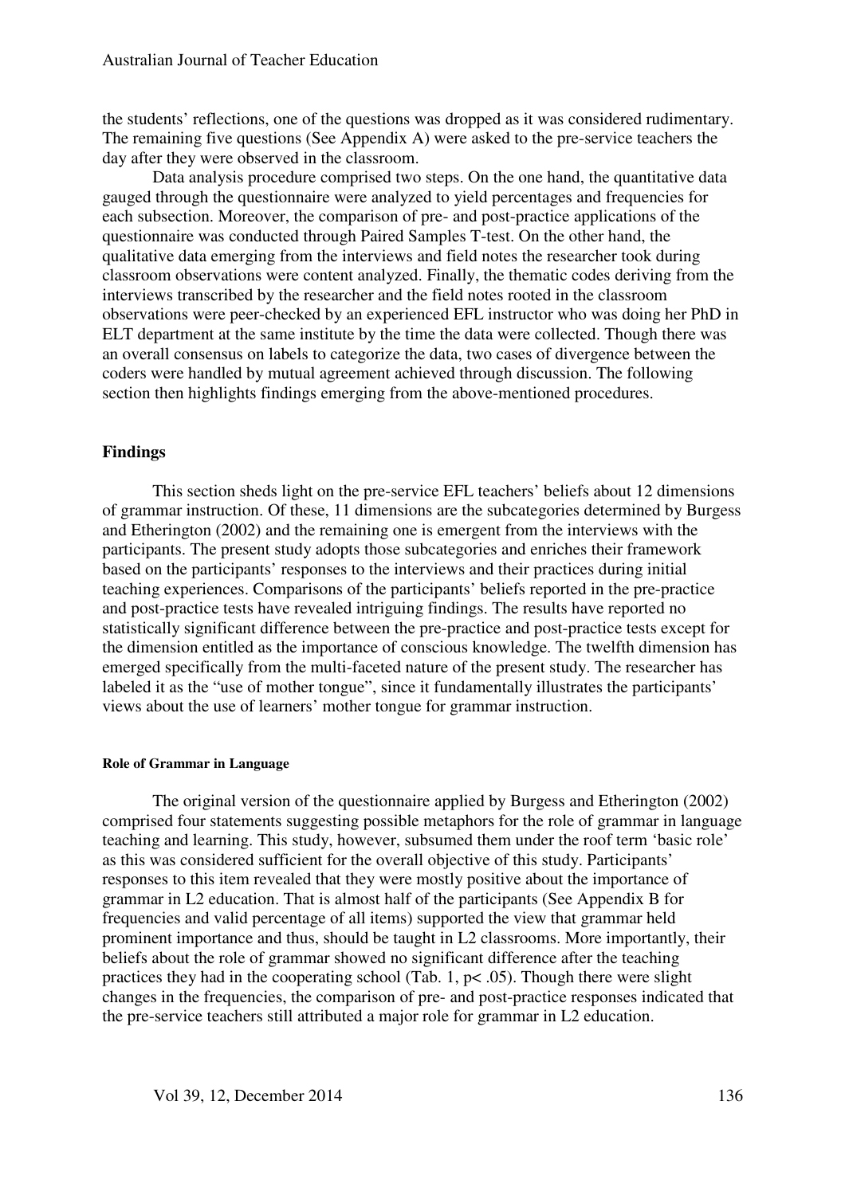the students' reflections, one of the questions was dropped as it was considered rudimentary. The remaining five questions (See Appendix A) were asked to the pre-service teachers the day after they were observed in the classroom.

Data analysis procedure comprised two steps. On the one hand, the quantitative data gauged through the questionnaire were analyzed to yield percentages and frequencies for each subsection. Moreover, the comparison of pre- and post-practice applications of the questionnaire was conducted through Paired Samples T-test. On the other hand, the qualitative data emerging from the interviews and field notes the researcher took during classroom observations were content analyzed. Finally, the thematic codes deriving from the interviews transcribed by the researcher and the field notes rooted in the classroom observations were peer-checked by an experienced EFL instructor who was doing her PhD in ELT department at the same institute by the time the data were collected. Though there was an overall consensus on labels to categorize the data, two cases of divergence between the coders were handled by mutual agreement achieved through discussion. The following section then highlights findings emerging from the above-mentioned procedures.

## Findings

This section sheds light on the pre-service EFL teachers' beliefs about 12 dimensions of grammar instruction. Of these, 11 dimensions are the subcategories determined by Burgess and Etherington (2002) and the remaining one is emergent from the interviews with the participants. The present study adopts those subcategories and enriches their framework based on the participants' responses to the interviews and their practices during initial teaching experiences. Comparisons of the participants' beliefs reported in the pre-practice and post-practice tests have revealed intriguing findings. The results have reported no statistically significant difference between the pre-practice and post-practice tests except for the dimension entitled as the importance of conscious knowledge. The twelfth dimension has emerged specifically from the multi-faceted nature of the present study. The researcher has labeled it as the "use of mother tongue", since it fundamentally illustrates the participants' views about the use of learners' mother tongue for grammar instruction.

#### Role of Grammar in Language

The original version of the questionnaire applied by Burgess and Etherington (2002) comprised four statements suggesting possible metaphors for the role of grammar in language teaching and learning. This study, however, subsumed them under the roof term 'basic role' as this was considered sufficient for the overall objective of this study. Participants' responses to this item revealed that they were mostly positive about the importance of grammar in L2 education. That is almost half of the participants (See Appendix B for frequencies and valid percentage of all items) supported the view that grammar held prominent importance and thus, should be taught in L2 classrooms. More importantly, their beliefs about the role of grammar showed no significant difference after the teaching practices they had in the cooperating school (Tab. 1, $p < .05$). Though there were slight changes in the frequencies, the comparison of pre- and post-practice responses indicated that the pre-service teachers still attributed a major role for grammar in L2 education.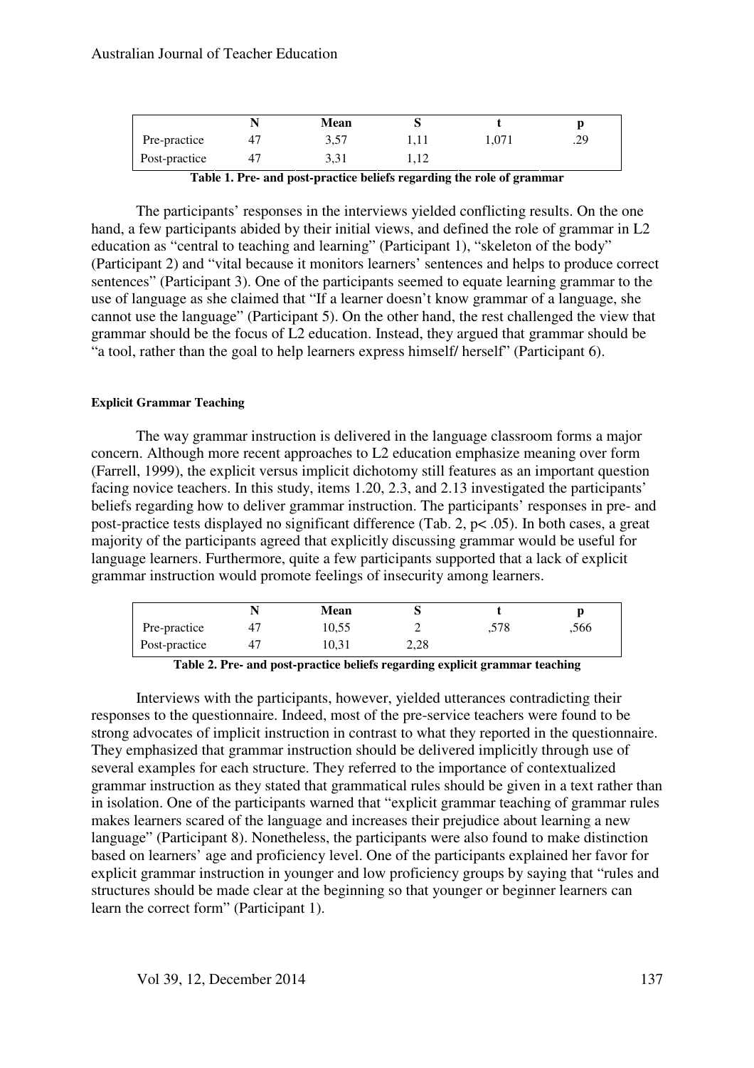| | N | Mean | S | t | p |
|---|---|---|---|---|---|
| Pre-practice | 47 | 3,57 | 1,11 | 1,071 | .29 |
| Post-practice | 47 | 3,31 | 1,12 | | |

**Table 1. Pre- and post-practice beliefs regarding the role of grammar**

The participants' responses in the interviews yielded conflicting results. On the one hand, a few participants abided by their initial views, and defined the role of grammar in L2 education as "central to teaching and learning" (Participant 1), "skeleton of the body" (Participant 2) and "vital because it monitors learners' sentences and helps to produce correct sentences" (Participant 3). One of the participants seemed to equate learning grammar to the use of language as she claimed that "If a learner doesn't know grammar of a language, she cannot use the language" (Participant 5). On the other hand, the rest challenged the view that grammar should be the focus of L2 education. Instead, they argued that grammar should be "a tool, rather than the goal to help learners express himself/ herself" (Participant 6).

#### Explicit Grammar Teaching

The way grammar instruction is delivered in the language classroom forms a major concern. Although more recent approaches to L2 education emphasize meaning over form (Farrell, 1999), the explicit versus implicit dichotomy still features as an important question facing novice teachers. In this study, items 1.20, 2.3, and 2.13 investigated the participants' beliefs regarding how to deliver grammar instruction. The participants' responses in pre- and post-practice tests displayed no significant difference (Tab. 2, $p < .05$). In both cases, a great majority of the participants agreed that explicitly discussing grammar would be useful for language learners. Furthermore, quite a few participants supported that a lack of explicit grammar instruction would promote feelings of insecurity among learners.

| | N | Mean | S | t | p |
|---|---|---|---|---|---|
| Pre-practice | 47 | 10,55 | 2 | ,578 | ,566 |
| Post-practice | 47 | 10,31 | 2,28 | | |

**Table 2. Pre- and post-practice beliefs regarding explicit grammar teaching**

Interviews with the participants, however, yielded utterances contradicting their responses to the questionnaire. Indeed, most of the pre-service teachers were found to be strong advocates of implicit instruction in contrast to what they reported in the questionnaire. They emphasized that grammar instruction should be delivered implicitly through use of several examples for each structure. They referred to the importance of contextualized grammar instruction as they stated that grammatical rules should be given in a text rather than in isolation. One of the participants warned that "explicit grammar teaching of grammar rules makes learners scared of the language and increases their prejudice about learning a new language" (Participant 8). Nonetheless, the participants were also found to make distinction based on learners' age and proficiency level. One of the participants explained her favor for explicit grammar instruction in younger and low proficiency groups by saying that "rules and structures should be made clear at the beginning so that younger or beginner learners can learn the correct form" (Participant 1).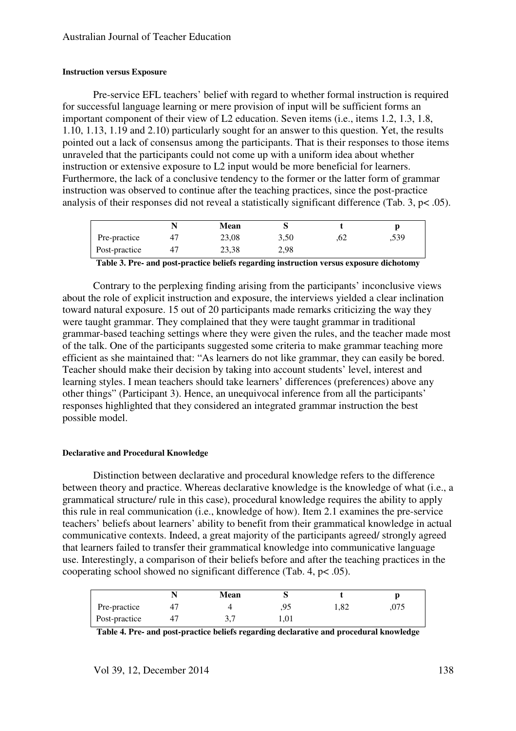#### Instruction versus Exposure

Pre-service EFL teachers' belief with regard to whether formal instruction is required for successful language learning or mere provision of input will be sufficient forms an important component of their view of L2 education. Seven items (i.e., items 1.2, 1.3, 1.8, 1.10, 1.13, 1.19 and 2.10) particularly sought for an answer to this question. Yet, the results pointed out a lack of consensus among the participants. That is their responses to those items unraveled that the participants could not come up with a uniform idea about whether instruction or extensive exposure to L2 input would be more beneficial for learners. Furthermore, the lack of a conclusive tendency to the former or the latter form of grammar instruction was observed to continue after the teaching practices, since the post-practice analysis of their responses did not reveal a statistically significant difference (Tab. 3, $p< .05$).

| | N | Mean | S | t | p |
|---|---|---|---|---|---|
| Pre-practice | 47 | 23,08 | 3,50 | ,62 | ,539 |
| Post-practice | 47 | 23,38 | 2,98 | | |

**Table 3. Pre- and post-practice beliefs regarding instruction versus exposure dichotomy**

Contrary to the perplexing finding arising from the participants' inconclusive views about the role of explicit instruction and exposure, the interviews yielded a clear inclination toward natural exposure. 15 out of 20 participants made remarks criticizing the way they were taught grammar. They complained that they were taught grammar in traditional grammar-based teaching settings where they were given the rules, and the teacher made most of the talk. One of the participants suggested some criteria to make grammar teaching more efficient as she maintained that: "As learners do not like grammar, they can easily be bored. Teacher should make their decision by taking into account students' level, interest and learning styles. I mean teachers should take learners' differences (preferences) above any other things" (Participant 3). Hence, an unequivocal inference from all the participants' responses highlighted that they considered an integrated grammar instruction the best possible model.

#### Declarative and Procedural Knowledge

Distinction between declarative and procedural knowledge refers to the difference between theory and practice. Whereas declarative knowledge is the knowledge of what (i.e., a grammatical structure/ rule in this case), procedural knowledge requires the ability to apply this rule in real communication (i.e., knowledge of how). Item 2.1 examines the pre-service teachers' beliefs about learners' ability to benefit from their grammatical knowledge in actual communicative contexts. Indeed, a great majority of the participants agreed/ strongly agreed that learners failed to transfer their grammatical knowledge into communicative language use. Interestingly, a comparison of their beliefs before and after the teaching practices in the cooperating school showed no significant difference (Tab. 4, $p< .05$).

| | N | Mean | S | t | p |
|---|---|---|---|---|---|
| Pre-practice | 47 | 4 | ,95 | 1,82 | ,075 |
| Post-practice | 47 | 3,7 | 1,01 | | |

**Table 4. Pre- and post-practice beliefs regarding declarative and procedural knowledge**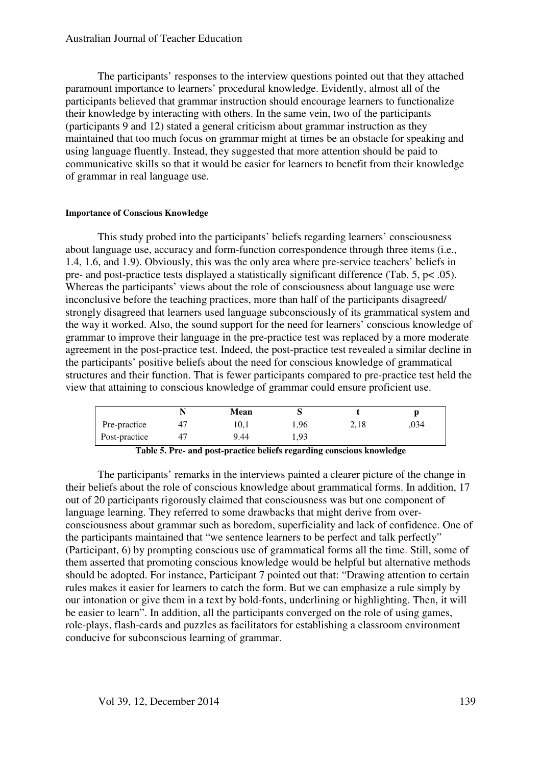The participants' responses to the interview questions pointed out that they attached paramount importance to learners' procedural knowledge. Evidently, almost all of the participants believed that grammar instruction should encourage learners to functionalize their knowledge by interacting with others. In the same vein, two of the participants (participants 9 and 12) stated a general criticism about grammar instruction as they maintained that too much focus on grammar might at times be an obstacle for speaking and using language fluently. Instead, they suggested that more attention should be paid to communicative skills so that it would be easier for learners to benefit from their knowledge of grammar in real language use.

#### Importance of Conscious Knowledge

This study probed into the participants' beliefs regarding learners' consciousness about language use, accuracy and form-function correspondence through three items (i.e., 1.4, 1.6, and 1.9). Obviously, this was the only area where pre-service teachers' beliefs in pre- and post-practice tests displayed a statistically significant difference (Tab. 5, $p < .05$). Whereas the participants' views about the role of consciousness about language use were inconclusive before the teaching practices, more than half of the participants disagreed/ strongly disagreed that learners used language subconsciously of its grammatical system and the way it worked. Also, the sound support for the need for learners' conscious knowledge of grammar to improve their language in the pre-practice test was replaced by a more moderate agreement in the post-practice test. Indeed, the post-practice test revealed a similar decline in the participants' positive beliefs about the need for conscious knowledge of grammatical structures and their function. That is fewer participants compared to pre-practice test held the view that attaining to conscious knowledge of grammar could ensure proficient use.

| | N | Mean | S | t | p |
|---|---|---|---|---|---|
| Pre-practice | 47 | 10,1 | 1,96 | 2,18 | ,034 |
| Post-practice | 47 | 9.44 | 1,93 | | |

**Table 5. Pre- and post-practice beliefs regarding conscious knowledge**

The participants' remarks in the interviews painted a clearer picture of the change in their beliefs about the role of conscious knowledge about grammatical forms. In addition, 17 out of 20 participants rigorously claimed that consciousness was but one component of language learning. They referred to some drawbacks that might derive from over-consciousness about grammar such as boredom, superficiality and lack of confidence. One of the participants maintained that "we sentence learners to be perfect and talk perfectly" (Participant, 6) by prompting conscious use of grammatical forms all the time. Still, some of them asserted that promoting conscious knowledge would be helpful but alternative methods should be adopted. For instance, Participant 7 pointed out that: "Drawing attention to certain rules makes it easier for learners to catch the form. But we can emphasize a rule simply by our intonation or give them in a text by bold-fonts, underlining or highlighting. Then, it will be easier to learn". In addition, all the participants converged on the role of using games, role-plays, flash-cards and puzzles as facilitators for establishing a classroom environment conducive for subconscious learning of grammar.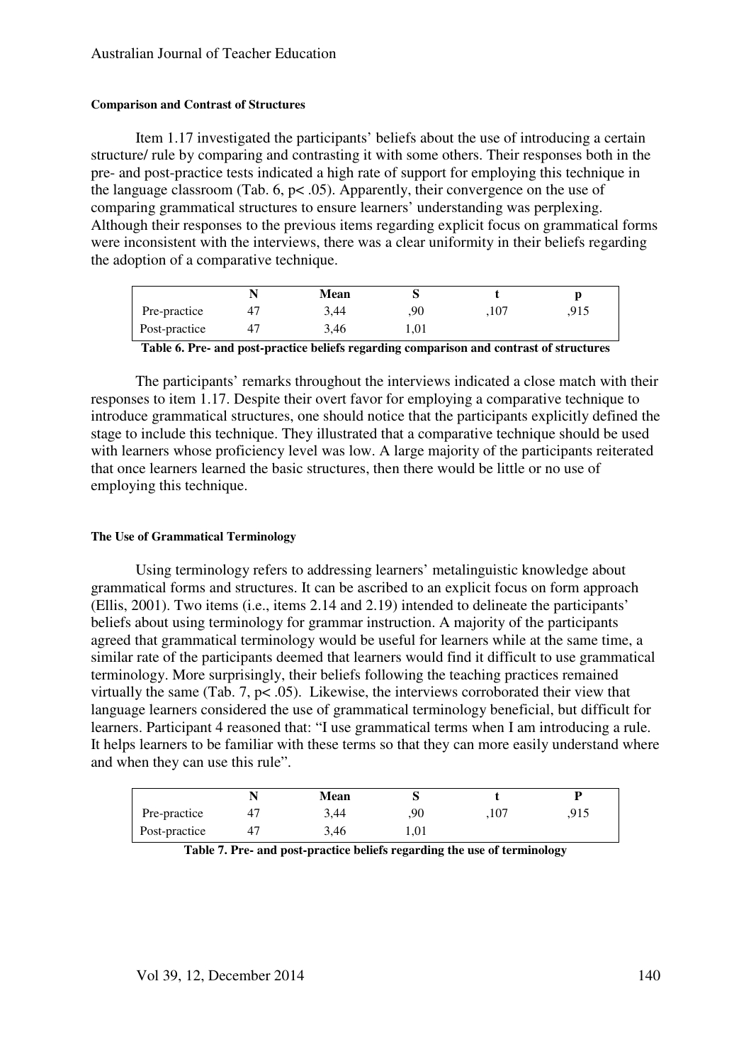#### Comparison and Contrast of Structures

Item 1.17 investigated the participants' beliefs about the use of introducing a certain structure/ rule by comparing and contrasting it with some others. Their responses both in the pre- and post-practice tests indicated a high rate of support for employing this technique in the language classroom (Tab. 6, $p < .05$). Apparently, their convergence on the use of comparing grammatical structures to ensure learners' understanding was perplexing. Although their responses to the previous items regarding explicit focus on grammatical forms were inconsistent with the interviews, there was a clear uniformity in their beliefs regarding the adoption of a comparative technique.

| | N | Mean | S | t | p |
|---|---|---|---|---|---|
| Pre-practice | 47 | 3,44 | ,90 | ,107 | ,915 |
| Post-practice | 47 | 3,46 | 1,01 | | |

**Table 6. Pre- and post-practice beliefs regarding comparison and contrast of structures**

The participants' remarks throughout the interviews indicated a close match with their responses to item 1.17. Despite their overt favor for employing a comparative technique to introduce grammatical structures, one should notice that the participants explicitly defined the stage to include this technique. They illustrated that a comparative technique should be used with learners whose proficiency level was low. A large majority of the participants reiterated that once learners learned the basic structures, then there would be little or no use of employing this technique.

#### The Use of Grammatical Terminology

Using terminology refers to addressing learners' metalinguistic knowledge about grammatical forms and structures. It can be ascribed to an explicit focus on form approach (Ellis, 2001). Two items (i.e., items 2.14 and 2.19) intended to delineate the participants' beliefs about using terminology for grammar instruction. A majority of the participants agreed that grammatical terminology would be useful for learners while at the same time, a similar rate of the participants deemed that learners would find it difficult to use grammatical terminology. More surprisingly, their beliefs following the teaching practices remained virtually the same (Tab. 7, $p < .05$). Likewise, the interviews corroborated their view that language learners considered the use of grammatical terminology beneficial, but difficult for learners. Participant 4 reasoned that: "I use grammatical terms when I am introducing a rule. It helps learners to be familiar with these terms so that they can more easily understand where and when they can use this rule".

| | N | Mean | S | t | P |
|---|---|---|---|---|---|
| Pre-practice | 47 | 3,44 | ,90 | ,107 | ,915 |
| Post-practice | 47 | 3,46 | 1,01 | | |

**Table 7. Pre- and post-practice beliefs regarding the use of terminology**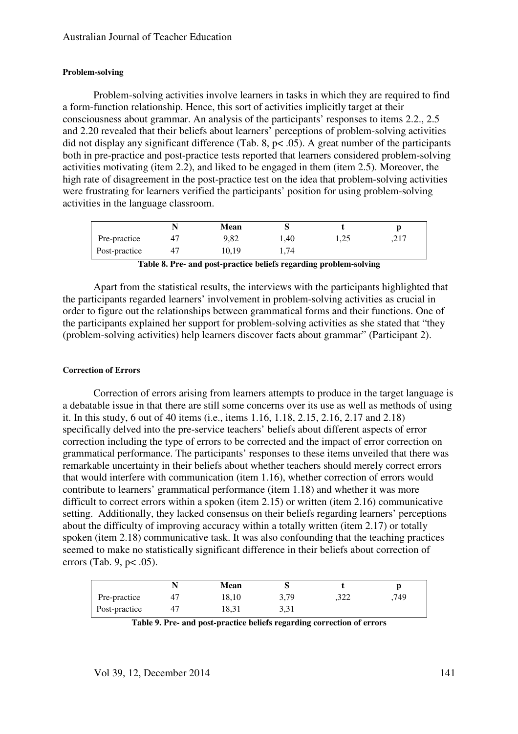#### Problem-solving

Problem-solving activities involve learners in tasks in which they are required to find a form-function relationship. Hence, this sort of activities implicitly target at their consciousness about grammar. An analysis of the participants' responses to items 2.2., 2.5 and 2.20 revealed that their beliefs about learners' perceptions of problem-solving activities did not display any significant difference (Tab. 8, $p< .05$). A great number of the participants both in pre-practice and post-practice tests reported that learners considered problem-solving activities motivating (item 2.2), and liked to be engaged in them (item 2.5). Moreover, the high rate of disagreement in the post-practice test on the idea that problem-solving activities were frustrating for learners verified the participants' position for using problem-solving activities in the language classroom.

| | N | Mean | S | t | p |
|---|---|---|---|---|---|
| Pre-practice | 47 | 9,82 | 1,40 | 1,25 | ,217 |
| Post-practice | 47 | 10,19 | 1,74 | | |

**Table 8. Pre- and post-practice beliefs regarding problem-solving**

Apart from the statistical results, the interviews with the participants highlighted that the participants regarded learners' involvement in problem-solving activities as crucial in order to figure out the relationships between grammatical forms and their functions. One of the participants explained her support for problem-solving activities as she stated that "they (problem-solving activities) help learners discover facts about grammar" (Participant 2).

#### Correction of Errors

Correction of errors arising from learners attempts to produce in the target language is a debatable issue in that there are still some concerns over its use as well as methods of using it. In this study, 6 out of 40 items (i.e., items 1.16, 1.18, 2.15, 2.16, 2.17 and 2.18) specifically delved into the pre-service teachers' beliefs about different aspects of error correction including the type of errors to be corrected and the impact of error correction on grammatical performance. The participants' responses to these items unveiled that there was remarkable uncertainty in their beliefs about whether teachers should merely correct errors that would interfere with communication (item 1.16), whether correction of errors would contribute to learners' grammatical performance (item 1.18) and whether it was more difficult to correct errors within a spoken (item 2.15) or written (item 2.16) communicative setting. Additionally, they lacked consensus on their beliefs regarding learners' perceptions about the difficulty of improving accuracy within a totally written (item 2.17) or totally spoken (item 2.18) communicative task. It was also confounding that the teaching practices seemed to make no statistically significant difference in their beliefs about correction of errors (Tab. 9, $p< .05$).

| | N | Mean | S | t | p |
|---|---|---|---|---|---|
| Pre-practice | 47 | 18,10 | 3,79 | ,322 | ,749 |
| Post-practice | 47 | 18,31 | 3,31 | | |

**Table 9. Pre- and post-practice beliefs regarding correction of errors**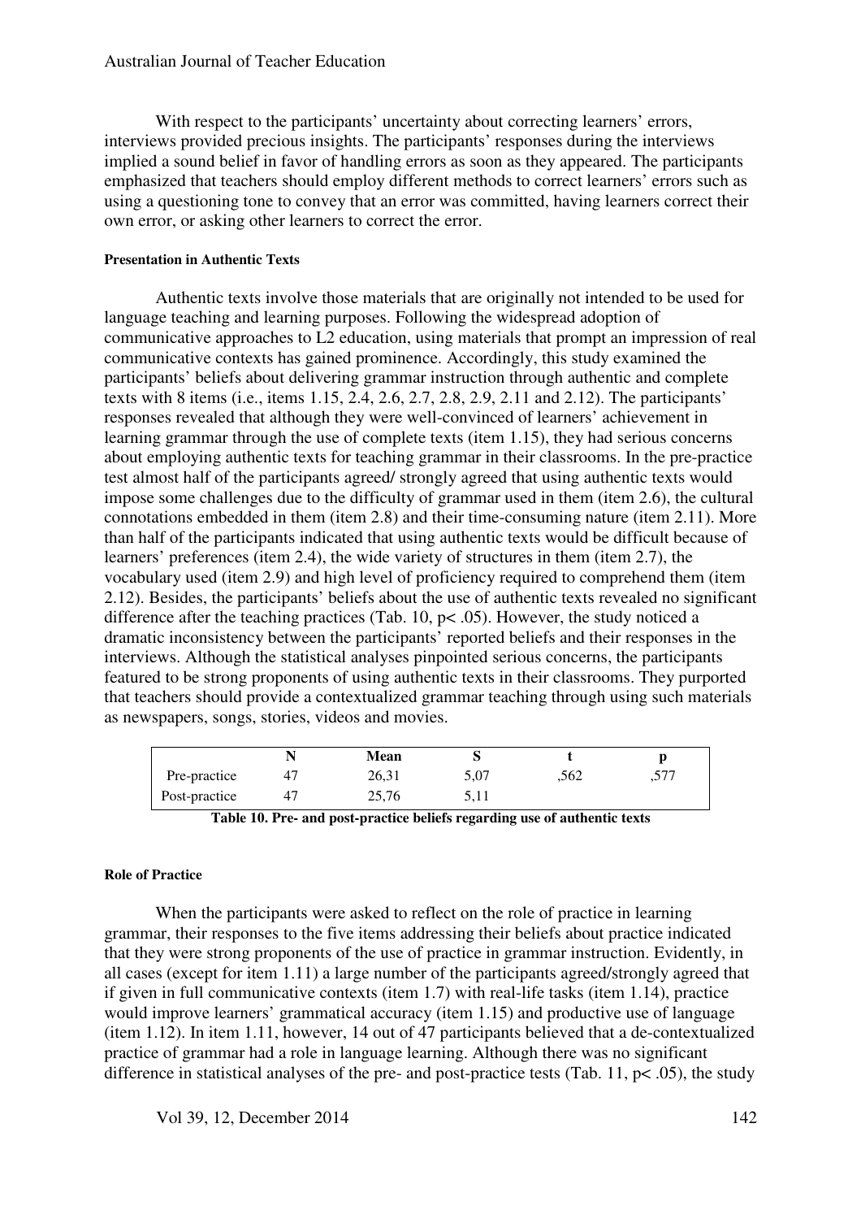With respect to the participants' uncertainty about correcting learners' errors, interviews provided precious insights. The participants' responses during the interviews implied a sound belief in favor of handling errors as soon as they appeared. The participants emphasized that teachers should employ different methods to correct learners' errors such as using a questioning tone to convey that an error was committed, having learners correct their own error, or asking other learners to correct the error.

#### Presentation in Authentic Texts

Authentic texts involve those materials that are originally not intended to be used for language teaching and learning purposes. Following the widespread adoption of communicative approaches to L2 education, using materials that prompt an impression of real communicative contexts has gained prominence. Accordingly, this study examined the participants' beliefs about delivering grammar instruction through authentic and complete texts with 8 items (i.e., items 1.15, 2.4, 2.6, 2.7, 2.8, 2.9, 2.11 and 2.12). The participants' responses revealed that although they were well-convinced of learners' achievement in learning grammar through the use of complete texts (item 1.15), they had serious concerns about employing authentic texts for teaching grammar in their classrooms. In the pre-practice test almost half of the participants agreed/ strongly agreed that using authentic texts would impose some challenges due to the difficulty of grammar used in them (item 2.6), the cultural connotations embedded in them (item 2.8) and their time-consuming nature (item 2.11). More than half of the participants indicated that using authentic texts would be difficult because of learners' preferences (item 2.4), the wide variety of structures in them (item 2.7), the vocabulary used (item 2.9) and high level of proficiency required to comprehend them (item 2.12). Besides, the participants' beliefs about the use of authentic texts revealed no significant difference after the teaching practices (Tab. 10, $p < .05$). However, the study noticed a dramatic inconsistency between the participants' reported beliefs and their responses in the interviews. Although the statistical analyses pinpointed serious concerns, the participants featured to be strong proponents of using authentic texts in their classrooms. They purported that teachers should provide a contextualized grammar teaching through using such materials as newspapers, songs, stories, videos and movies.

| | N | Mean | S | t | p |
|---|---|---|---|---|---|
| Pre-practice | 47 | 26,31 | 5,07 | ,562 | ,577 |
| Post-practice | 47 | 25,76 | 5,11 | | |

**Table 10. Pre- and post-practice beliefs regarding use of authentic texts**

#### Role of Practice

When the participants were asked to reflect on the role of practice in learning grammar, their responses to the five items addressing their beliefs about practice indicated that they were strong proponents of the use of practice in grammar instruction. Evidently, in all cases (except for item 1.11) a large number of the participants agreed/strongly agreed that if given in full communicative contexts (item 1.7) with real-life tasks (item 1.14), practice would improve learners' grammatical accuracy (item 1.15) and productive use of language (item 1.12). In item 1.11, however, 14 out of 47 participants believed that a de-contextualized practice of grammar had a role in language learning. Although there was no significant difference in statistical analyses of the pre- and post-practice tests (Tab. 11, $p < .05$), the study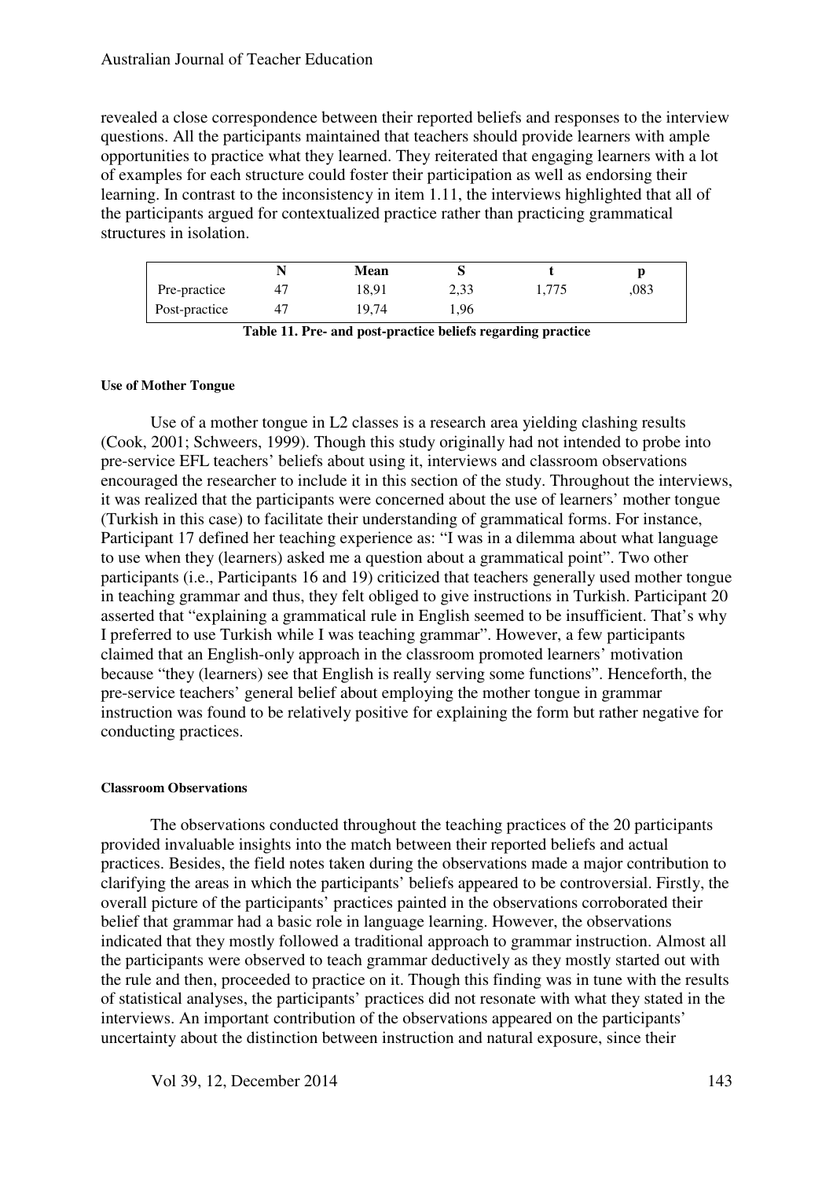revealed a close correspondence between their reported beliefs and responses to the interview questions. All the participants maintained that teachers should provide learners with ample opportunities to practice what they learned. They reiterated that engaging learners with a lot of examples for each structure could foster their participation as well as endorsing their learning. In contrast to the inconsistency in item 1.11, the interviews highlighted that all of the participants argued for contextualized practice rather than practicing grammatical structures in isolation.

| | N | Mean | S | t | p |
|---|---|---|---|---|---|
| Pre-practice | 47 | 18,91 | 2,33 | 1,775 | ,083 |
| Post-practice | 47 | 19,74 | 1,96 | | |

**Table 11. Pre- and post-practice beliefs regarding practice**

#### Use of Mother Tongue

Use of a mother tongue in L2 classes is a research area yielding clashing results (Cook, 2001; Schweers, 1999). Though this study originally had not intended to probe into pre-service EFL teachers' beliefs about using it, interviews and classroom observations encouraged the researcher to include it in this section of the study. Throughout the interviews, it was realized that the participants were concerned about the use of learners' mother tongue (Turkish in this case) to facilitate their understanding of grammatical forms. For instance, Participant 17 defined her teaching experience as: "I was in a dilemma about what language to use when they (learners) asked me a question about a grammatical point". Two other participants (i.e., Participants 16 and 19) criticized that teachers generally used mother tongue in teaching grammar and thus, they felt obliged to give instructions in Turkish. Participant 20 asserted that "explaining a grammatical rule in English seemed to be insufficient. That's why I preferred to use Turkish while I was teaching grammar". However, a few participants claimed that an English-only approach in the classroom promoted learners' motivation because "they (learners) see that English is really serving some functions". Henceforth, the pre-service teachers' general belief about employing the mother tongue in grammar instruction was found to be relatively positive for explaining the form but rather negative for conducting practices.

#### Classroom Observations

The observations conducted throughout the teaching practices of the 20 participants provided invaluable insights into the match between their reported beliefs and actual practices. Besides, the field notes taken during the observations made a major contribution to clarifying the areas in which the participants' beliefs appeared to be controversial. Firstly, the overall picture of the participants' practices painted in the observations corroborated their belief that grammar had a basic role in language learning. However, the observations indicated that they mostly followed a traditional approach to grammar instruction. Almost all the participants were observed to teach grammar deductively as they mostly started out with the rule and then, proceeded to practice on it. Though this finding was in tune with the results of statistical analyses, the participants' practices did not resonate with what they stated in the interviews. An important contribution of the observations appeared on the participants' uncertainty about the distinction between instruction and natural exposure, since their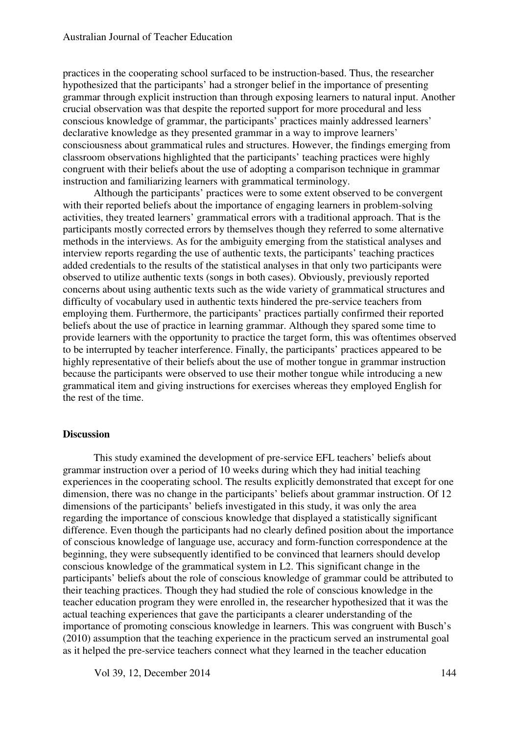practices in the cooperating school surfaced to be instruction-based. Thus, the researcher hypothesized that the participants' had a stronger belief in the importance of presenting grammar through explicit instruction than through exposing learners to natural input. Another crucial observation was that despite the reported support for more procedural and less conscious knowledge of grammar, the participants' practices mainly addressed learners' declarative knowledge as they presented grammar in a way to improve learners' consciousness about grammatical rules and structures. However, the findings emerging from classroom observations highlighted that the participants' teaching practices were highly congruent with their beliefs about the use of adopting a comparison technique in grammar instruction and familiarizing learners with grammatical terminology.

Although the participants' practices were to some extent observed to be convergent with their reported beliefs about the importance of engaging learners in problem-solving activities, they treated learners' grammatical errors with a traditional approach. That is the participants mostly corrected errors by themselves though they referred to some alternative methods in the interviews. As for the ambiguity emerging from the statistical analyses and interview reports regarding the use of authentic texts, the participants' teaching practices added credentials to the results of the statistical analyses in that only two participants were observed to utilize authentic texts (songs in both cases). Obviously, previously reported concerns about using authentic texts such as the wide variety of grammatical structures and difficulty of vocabulary used in authentic texts hindered the pre-service teachers from employing them. Furthermore, the participants' practices partially confirmed their reported beliefs about the use of practice in learning grammar. Although they spared some time to provide learners with the opportunity to practice the target form, this was oftentimes observed to be interrupted by teacher interference. Finally, the participants' practices appeared to be highly representative of their beliefs about the use of mother tongue in grammar instruction because the participants were observed to use their mother tongue while introducing a new grammatical item and giving instructions for exercises whereas they employed English for the rest of the time.

## Discussion

This study examined the development of pre-service EFL teachers' beliefs about grammar instruction over a period of 10 weeks during which they had initial teaching experiences in the cooperating school. The results explicitly demonstrated that except for one dimension, there was no change in the participants' beliefs about grammar instruction. Of 12 dimensions of the participants' beliefs investigated in this study, it was only the area regarding the importance of conscious knowledge that displayed a statistically significant difference. Even though the participants had no clearly defined position about the importance of conscious knowledge of language use, accuracy and form-function correspondence at the beginning, they were subsequently identified to be convinced that learners should develop conscious knowledge of the grammatical system in L2. This significant change in the participants' beliefs about the role of conscious knowledge of grammar could be attributed to their teaching practices. Though they had studied the role of conscious knowledge in the teacher education program they were enrolled in, the researcher hypothesized that it was the actual teaching experiences that gave the participants a clearer understanding of the importance of promoting conscious knowledge in learners. This was congruent with Busch's (2010) assumption that the teaching experience in the practicum served an instrumental goal as it helped the pre-service teachers connect what they learned in the teacher education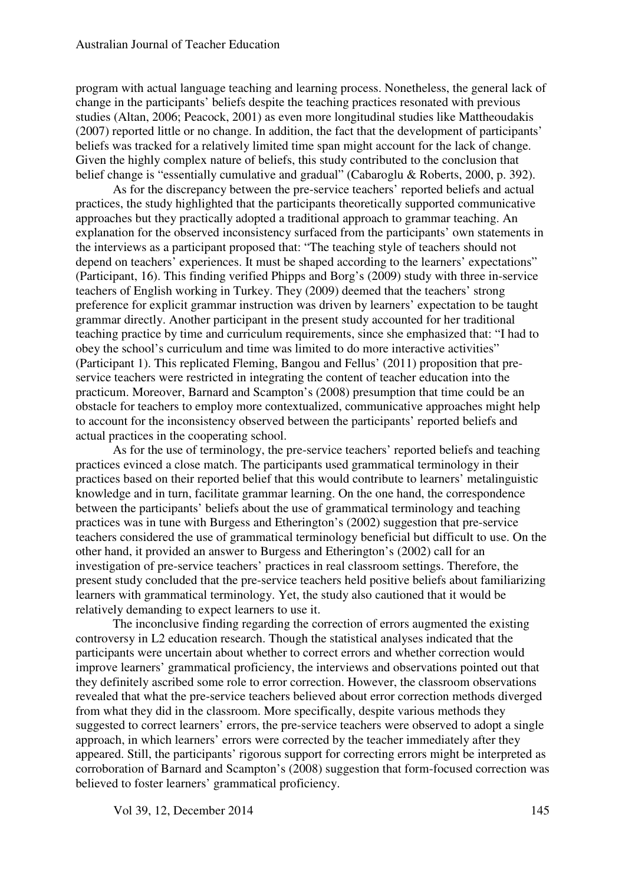program with actual language teaching and learning process. Nonetheless, the general lack of change in the participants' beliefs despite the teaching practices resonated with previous studies (Altan, 2006; Peacock, 2001) as even more longitudinal studies like Mattheoudakis (2007) reported little or no change. In addition, the fact that the development of participants' beliefs was tracked for a relatively limited time span might account for the lack of change. Given the highly complex nature of beliefs, this study contributed to the conclusion that belief change is "essentially cumulative and gradual" (Cabaroglu & Roberts, 2000, p. 392).

As for the discrepancy between the pre-service teachers' reported beliefs and actual practices, the study highlighted that the participants theoretically supported communicative approaches but they practically adopted a traditional approach to grammar teaching. An explanation for the observed inconsistency surfaced from the participants' own statements in the interviews as a participant proposed that: "The teaching style of teachers should not depend on teachers' experiences. It must be shaped according to the learners' expectations" (Participant, 16). This finding verified Phipps and Borg's (2009) study with three in-service teachers of English working in Turkey. They (2009) deemed that the teachers' strong preference for explicit grammar instruction was driven by learners' expectation to be taught grammar directly. Another participant in the present study accounted for her traditional teaching practice by time and curriculum requirements, since she emphasized that: "I had to obey the school's curriculum and time was limited to do more interactive activities" (Participant 1). This replicated Fleming, Bangou and Fellus' (2011) proposition that pre-service teachers were restricted in integrating the content of teacher education into the practicum. Moreover, Barnard and Scampton's (2008) presumption that time could be an obstacle for teachers to employ more contextualized, communicative approaches might help to account for the inconsistency observed between the participants' reported beliefs and actual practices in the cooperating school.

As for the use of terminology, the pre-service teachers' reported beliefs and teaching practices evinced a close match. The participants used grammatical terminology in their practices based on their reported belief that this would contribute to learners' metalinguistic knowledge and in turn, facilitate grammar learning. On the one hand, the correspondence between the participants' beliefs about the use of grammatical terminology and teaching practices was in tune with Burgess and Etherington's (2002) suggestion that pre-service teachers considered the use of grammatical terminology beneficial but difficult to use. On the other hand, it provided an answer to Burgess and Etherington's (2002) call for an investigation of pre-service teachers' practices in real classroom settings. Therefore, the present study concluded that the pre-service teachers held positive beliefs about familiarizing learners with grammatical terminology. Yet, the study also cautioned that it would be relatively demanding to expect learners to use it.

The inconclusive finding regarding the correction of errors augmented the existing controversy in L2 education research. Though the statistical analyses indicated that the participants were uncertain about whether to correct errors and whether correction would improve learners' grammatical proficiency, the interviews and observations pointed out that they definitely ascribed some role to error correction. However, the classroom observations revealed that what the pre-service teachers believed about error correction methods diverged from what they did in the classroom. More specifically, despite various methods they suggested to correct learners' errors, the pre-service teachers were observed to adopt a single approach, in which learners' errors were corrected by the teacher immediately after they appeared. Still, the participants' rigorous support for correcting errors might be interpreted as corroboration of Barnard and Scampton's (2008) suggestion that form-focused correction was believed to foster learners' grammatical proficiency.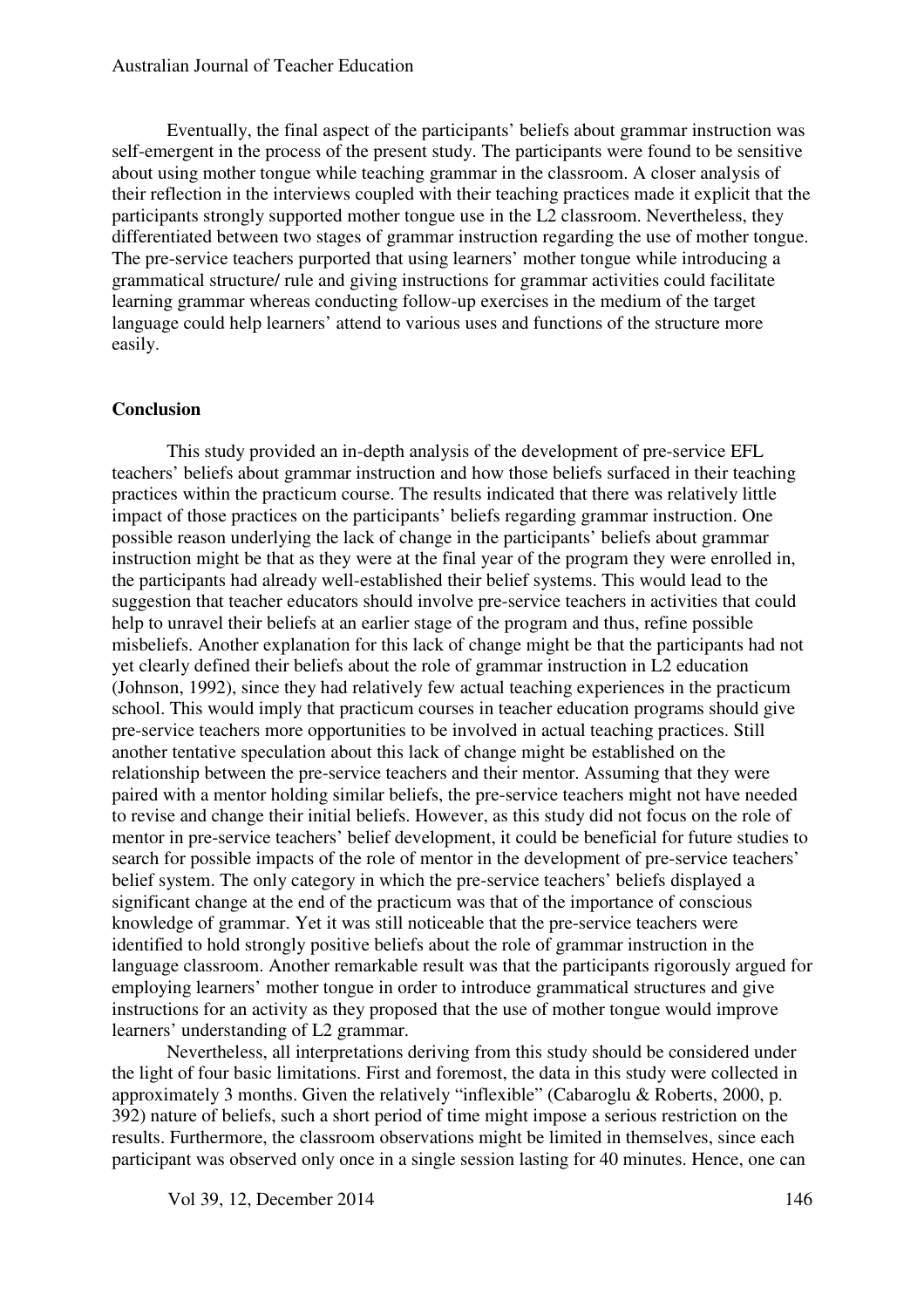Eventually, the final aspect of the participants' beliefs about grammar instruction was self-emergent in the process of the present study. The participants were found to be sensitive about using mother tongue while teaching grammar in the classroom. A closer analysis of their reflection in the interviews coupled with their teaching practices made it explicit that the participants strongly supported mother tongue use in the L2 classroom. Nevertheless, they differentiated between two stages of grammar instruction regarding the use of mother tongue. The pre-service teachers purported that using learners' mother tongue while introducing a grammatical structure/ rule and giving instructions for grammar activities could facilitate learning grammar whereas conducting follow-up exercises in the medium of the target language could help learners' attend to various uses and functions of the structure more easily.

## Conclusion

This study provided an in-depth analysis of the development of pre-service EFL teachers' beliefs about grammar instruction and how those beliefs surfaced in their teaching practices within the practicum course. The results indicated that there was relatively little impact of those practices on the participants' beliefs regarding grammar instruction. One possible reason underlying the lack of change in the participants' beliefs about grammar instruction might be that as they were at the final year of the program they were enrolled in, the participants had already well-established their belief systems. This would lead to the suggestion that teacher educators should involve pre-service teachers in activities that could help to unravel their beliefs at an earlier stage of the program and thus, refine possible misbeliefs. Another explanation for this lack of change might be that the participants had not yet clearly defined their beliefs about the role of grammar instruction in L2 education (Johnson, 1992), since they had relatively few actual teaching experiences in the practicum school. This would imply that practicum courses in teacher education programs should give pre-service teachers more opportunities to be involved in actual teaching practices. Still another tentative speculation about this lack of change might be established on the relationship between the pre-service teachers and their mentor. Assuming that they were paired with a mentor holding similar beliefs, the pre-service teachers might not have needed to revise and change their initial beliefs. However, as this study did not focus on the role of mentor in pre-service teachers' belief development, it could be beneficial for future studies to search for possible impacts of the role of mentor in the development of pre-service teachers' belief system. The only category in which the pre-service teachers' beliefs displayed a significant change at the end of the practicum was that of the importance of conscious knowledge of grammar. Yet it was still noticeable that the pre-service teachers were identified to hold strongly positive beliefs about the role of grammar instruction in the language classroom. Another remarkable result was that the participants rigorously argued for employing learners' mother tongue in order to introduce grammatical structures and give instructions for an activity as they proposed that the use of mother tongue would improve learners' understanding of L2 grammar.

Nevertheless, all interpretations deriving from this study should be considered under the light of four basic limitations. First and foremost, the data in this study were collected in approximately 3 months. Given the relatively "inflexible" (Cabaroglu & Roberts, 2000, p. 392) nature of beliefs, such a short period of time might impose a serious restriction on the results. Furthermore, the classroom observations might be limited in themselves, since each participant was observed only once in a single session lasting for 40 minutes. Hence, one can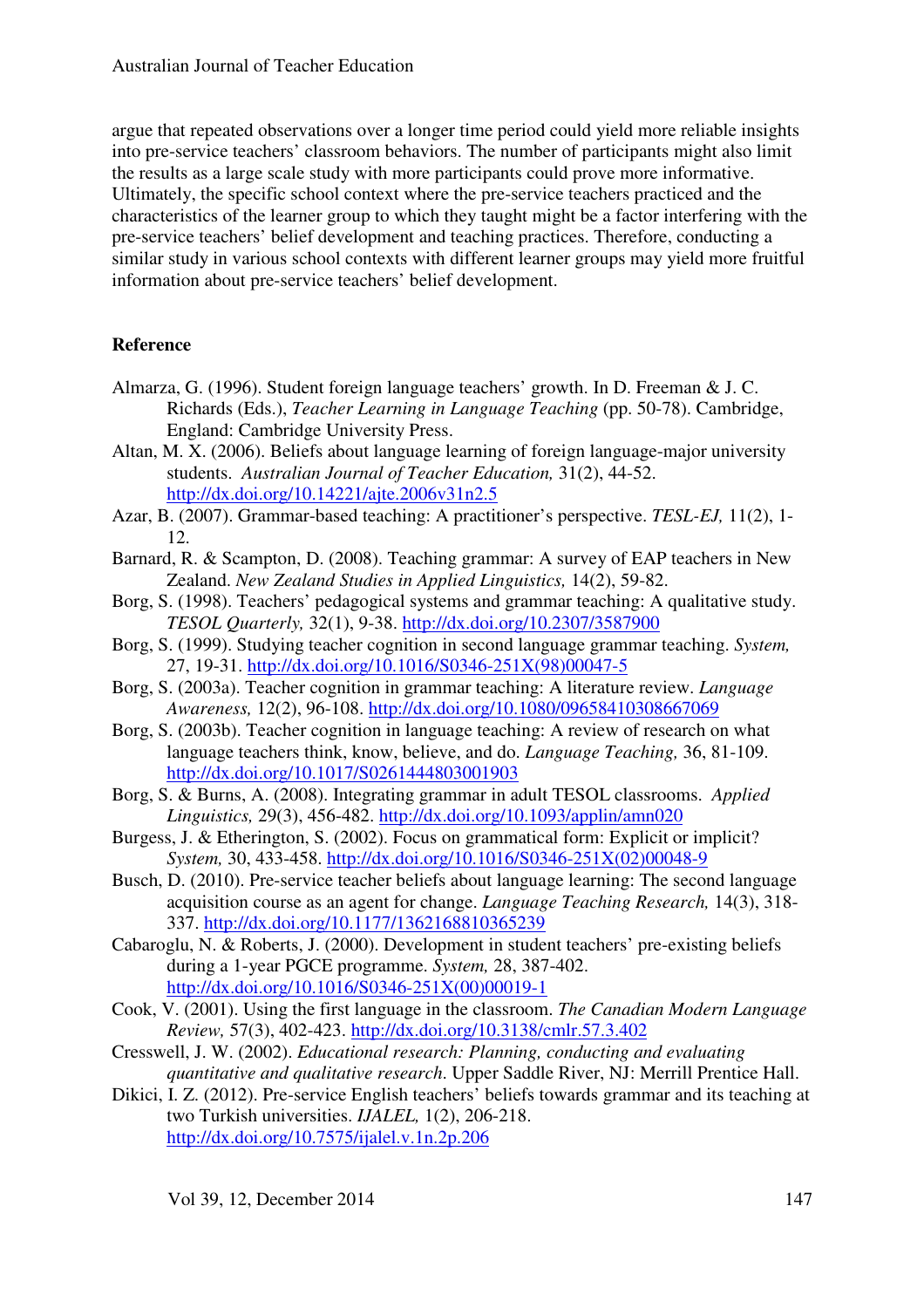argue that repeated observations over a longer time period could yield more reliable insights into pre-service teachers' classroom behaviors. The number of participants might also limit the results as a large scale study with more participants could prove more informative. Ultimately, the specific school context where the pre-service teachers practiced and the characteristics of the learner group to which they taught might be a factor interfering with the pre-service teachers' belief development and teaching practices. Therefore, conducting a similar study in various school contexts with different learner groups may yield more fruitful information about pre-service teachers' belief development.

**Reference**

Almarza, G. (1996). Student foreign language teachers' growth. In D. Freeman & J. C. Richards (Eds.), *Teacher Learning in Language Teaching* (pp. 50-78). Cambridge, England: Cambridge University Press.

Altan, M. X. (2006). Beliefs about language learning of foreign language-major university students. *Australian Journal of Teacher Education,* 31(2), 44-52. http://dx.doi.org/10.14221/ajte.2006v31n2.5

Azar, B. (2007). Grammar-based teaching: A practitioner's perspective. *TESL-EJ,* 11(2), 1-12.

Barnard, R. & Scampton, D. (2008). Teaching grammar: A survey of EAP teachers in New Zealand. *New Zealand Studies in Applied Linguistics,* 14(2), 59-82.

Borg, S. (1998). Teachers' pedagogical systems and grammar teaching: A qualitative study. *TESOL Quarterly,* 32(1), 9-38. http://dx.doi.org/10.2307/3587900

Borg, S. (1999). Studying teacher cognition in second language grammar teaching. *System,* 27, 19-31. http://dx.doi.org/10.1016/S0346-251X(98)00047-5

Borg, S. (2003a). Teacher cognition in grammar teaching: A literature review. *Language Awareness,* 12(2), 96-108. http://dx.doi.org/10.1080/09658410308667069

Borg, S. (2003b). Teacher cognition in language teaching: A review of research on what language teachers think, know, believe, and do. *Language Teaching,* 36, 81-109. http://dx.doi.org/10.1017/S0261444803001903

Borg, S. & Burns, A. (2008). Integrating grammar in adult TESOL classrooms. *Applied Linguistics,* 29(3), 456-482. http://dx.doi.org/10.1093/applin/amn020

Burgess, J. & Etherington, S. (2002). Focus on grammatical form: Explicit or implicit? *System,* 30, 433-458. http://dx.doi.org/10.1016/S0346-251X(02)00048-9

Busch, D. (2010). Pre-service teacher beliefs about language learning: The second language acquisition course as an agent for change. *Language Teaching Research,* 14(3), 318-337. http://dx.doi.org/10.1177/1362168810365239

Cabaroglu, N. & Roberts, J. (2000). Development in student teachers' pre-existing beliefs during a 1-year PGCE programme. *System,* 28, 387-402. http://dx.doi.org/10.1016/S0346-251X(00)00019-1

Cook, V. (2001). Using the first language in the classroom. *The Canadian Modern Language Review,* 57(3), 402-423. http://dx.doi.org/10.3138/cmlr.57.3.402

Cresswell, J. W. (2002). *Educational research: Planning, conducting and evaluating quantitative and qualitative research*. Upper Saddle River, NJ: Merrill Prentice Hall.

Dikici, I. Z. (2012). Pre-service English teachers' beliefs towards grammar and its teaching at two Turkish universities. *IJALEL,* 1(2), 206-218. http://dx.doi.org/10.7575/ijalel.v.1n.2p.206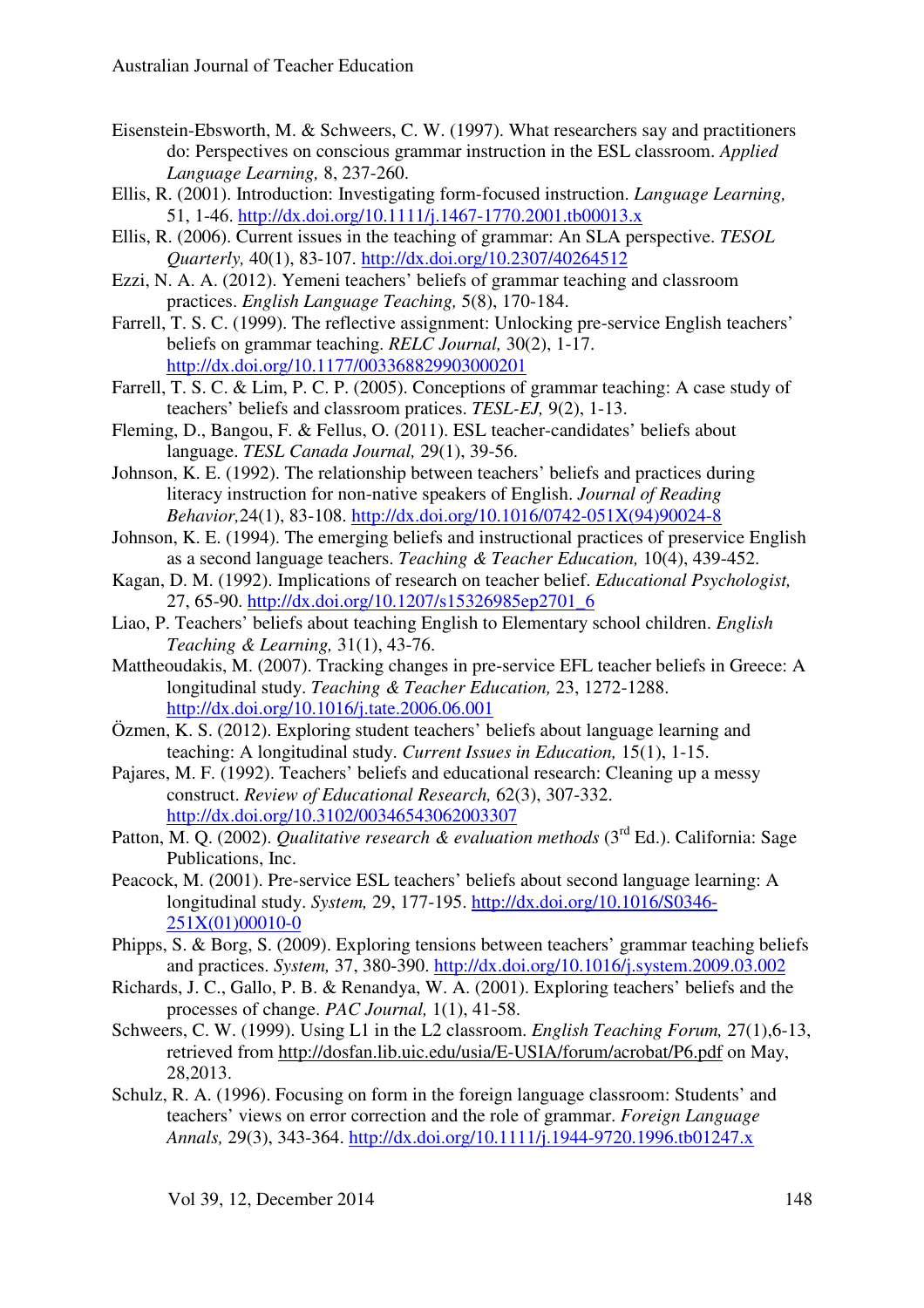Eisenstein-Ebsworth, M. & Schweers, C. W. (1997). What researchers say and practitioners do: Perspectives on conscious grammar instruction in the ESL classroom. *Applied Language Learning,* 8, 237-260.

Ellis, R. (2001). Introduction: Investigating form-focused instruction. *Language Learning,* 51, 1-46. http://dx.doi.org/10.1111/j.1467-1770.2001.tb00013.x

Ellis, R. (2006). Current issues in the teaching of grammar: An SLA perspective. *TESOL Quarterly,* 40(1), 83-107. http://dx.doi.org/10.2307/40264512

Ezzi, N. A. A. (2012). Yemeni teachers' beliefs of grammar teaching and classroom practices. *English Language Teaching,* 5(8), 170-184.

Farrell, T. S. C. (1999). The reflective assignment: Unlocking pre-service English teachers' beliefs on grammar teaching. *RELC Journal,* 30(2), 1-17. http://dx.doi.org/10.1177/003368829903000201

Farrell, T. S. C. & Lim, P. C. P. (2005). Conceptions of grammar teaching: A case study of teachers' beliefs and classroom pratices. *TESL-EJ,* 9(2), 1-13.

Fleming, D., Bangou, F. & Fellus, O. (2011). ESL teacher-candidates' beliefs about language. *TESL Canada Journal,* 29(1), 39-56.

Johnson, K. E. (1992). The relationship between teachers' beliefs and practices during literacy instruction for non-native speakers of English. *Journal of Reading Behavior,*24(1), 83-108. http://dx.doi.org/10.1016/0742-051X(94)90024-8

Johnson, K. E. (1994). The emerging beliefs and instructional practices of preservice English as a second language teachers. *Teaching & Teacher Education,* 10(4), 439-452.

Kagan, D. M. (1992). Implications of research on teacher belief. *Educational Psychologist,* 27, 65-90. http://dx.doi.org/10.1207/s15326985ep2701_6

Liao, P. Teachers' beliefs about teaching English to Elementary school children. *English Teaching & Learning,* 31(1), 43-76.

Mattheoudakis, M. (2007). Tracking changes in pre-service EFL teacher beliefs in Greece: A longitudinal study. *Teaching & Teacher Education,* 23, 1272-1288. http://dx.doi.org/10.1016/j.tate.2006.06.001

Özmen, K. S. (2012). Exploring student teachers' beliefs about language learning and teaching: A longitudinal study. *Current Issues in Education,* 15(1), 1-15.

Pajares, M. F. (1992). Teachers' beliefs and educational research: Cleaning up a messy construct. *Review of Educational Research,* 62(3), 307-332. http://dx.doi.org/10.3102/00346543062003307

Patton, M. Q. (2002). *Qualitative research & evaluation methods* (3rd Ed.). California: Sage Publications, Inc.

Peacock, M. (2001). Pre-service ESL teachers' beliefs about second language learning: A longitudinal study. *System,* 29, 177-195. http://dx.doi.org/10.1016/S0346-251X(01)00010-0

Phipps, S. & Borg, S. (2009). Exploring tensions between teachers' grammar teaching beliefs and practices. *System,* 37, 380-390. http://dx.doi.org/10.1016/j.system.2009.03.002

Richards, J. C., Gallo, P. B. & Renandya, W. A. (2001). Exploring teachers' beliefs and the processes of change. *PAC Journal,* 1(1), 41-58.

Schweers, C. W. (1999). Using L1 in the L2 classroom. *English Teaching Forum,* 27(1),6-13, retrieved from http://dosfan.lib.uic.edu/usia/E-USIA/forum/acrobat/P6.pdf on May, 28,2013.

Schulz, R. A. (1996). Focusing on form in the foreign language classroom: Students' and teachers' views on error correction and the role of grammar. *Foreign Language Annals,* 29(3), 343-364. http://dx.doi.org/10.1111/j.1944-9720.1996.tb01247.x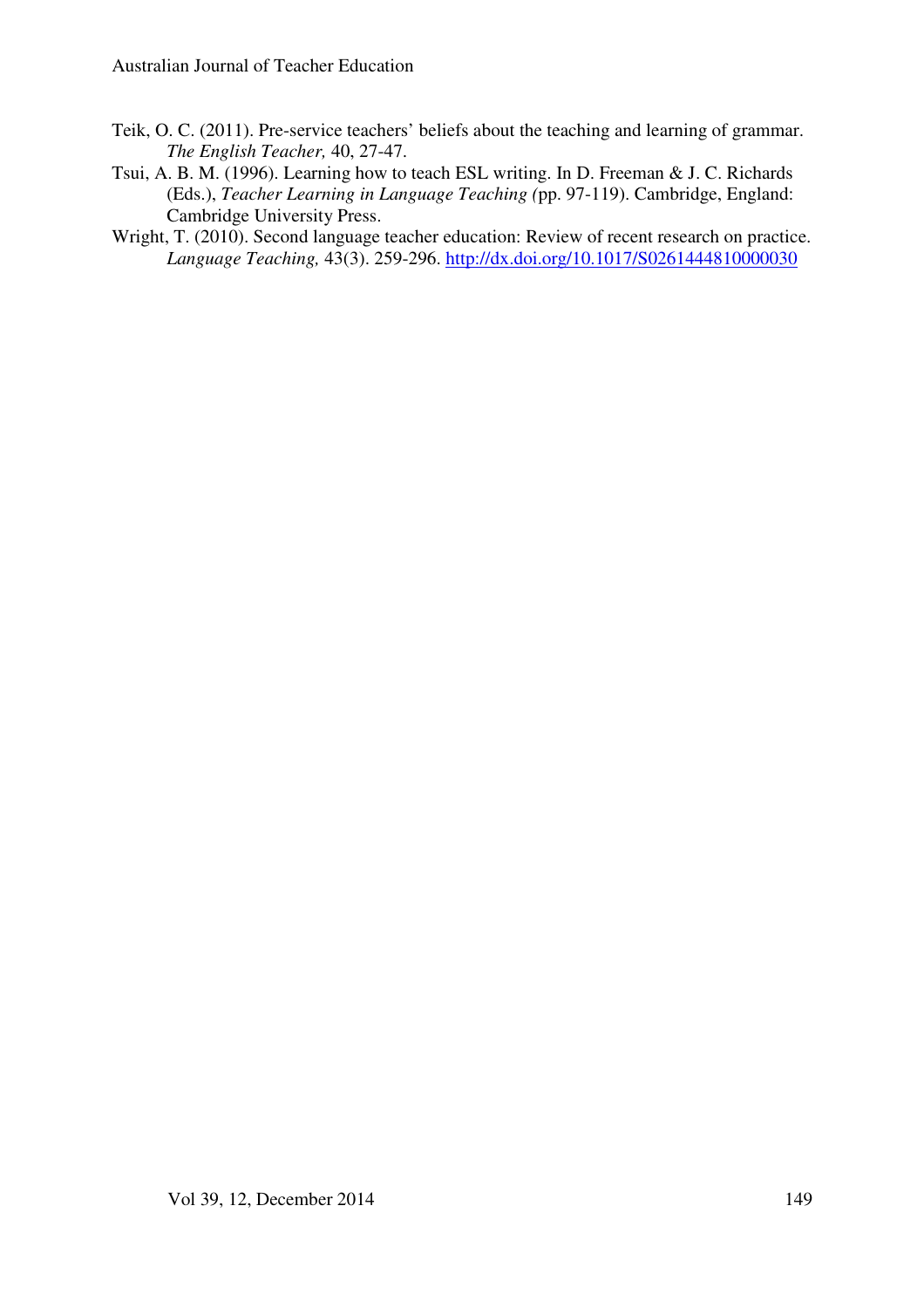Teik, O. C. (2011). Pre-service teachers' beliefs about the teaching and learning of grammar. *The English Teacher,* 40, 27-47.

Tsui, A. B. M. (1996). Learning how to teach ESL writing. In D. Freeman & J. C. Richards (Eds.), *Teacher Learning in Language Teaching (*pp. 97-119). Cambridge, England: Cambridge University Press.

Wright, T. (2010). Second language teacher education: Review of recent research on practice. *Language Teaching,* 43(3). 259-296. http://dx.doi.org/10.1017/S0261444810000030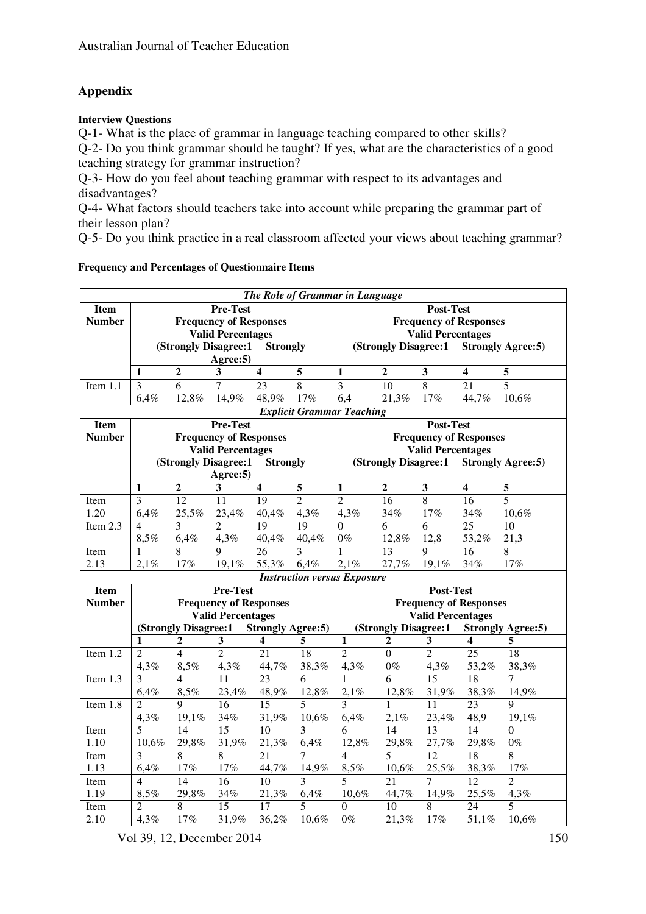## Appendix

**Interview Questions**

Q-1- What is the place of grammar in language teaching compared to other skills?

Q-2- Do you think grammar should be taught? If yes, what are the characteristics of a good teaching strategy for grammar instruction?

Q-3- How do you feel about teaching grammar with respect to its advantages and disadvantages?

Q-4- What factors should teachers take into account while preparing the grammar part of their lesson plan?

Q-5- Do you think practice in a real classroom affected your views about teaching grammar?

**Frequency and Percentages of Questionnaire Items**

| ***The Role of Grammar in Language*** | | | | | | | | | | |
|---|---|---|---|---|---|---|---|---|---|---|
| **Item Number** | **Pre-Test Frequency of Responses Valid Percentages (Strongly Disagree:1 Strongly Agree:5)** | | | | | **Post-Test Frequency of Responses Valid Percentages (Strongly Disagree:1 Strongly Agree:5)** | | | | |
| | **1** | **2** | **3** | **4** | **5** | **1** | **2** | **3** | **4** | **5** |
| Item 1.1 | 3 6,4% | 6 12,8% | 7 14,9% | 23 48,9% | 8 17% | 3 6,4 | 10 21,3% | 8 17% | 21 44,7% | 5 10,6% |
| ***Explicit Grammar Teaching*** | | | | | | | | | | |
| **Item Number** | **Pre-Test Frequency of Responses Valid Percentages (Strongly Disagree:1 Strongly Agree:5)** | | | | | **Post-Test Frequency of Responses Valid Percentages (Strongly Disagree:1 Strongly Agree:5)** | | | | |
| | **1** | **2** | **3** | **4** | **5** | **1** | **2** | **3** | **4** | **5** |
| Item 1.20 | 3 6,4% | 12 25,5% | 11 23,4% | 19 40,4% | 2 4,3% | 2 4,3% | 16 34% | 8 17% | 16 34% | 5 10,6% |
| Item 2.3 | 4 8,5% | 3 6,4% | 2 4,3% | 19 40,4% | 19 40,4% | 0 0% | 6 12,8% | 6 12,8 | 25 53,2% | 10 21,3 |
| Item 2.13 | 1 2,1% | 8 17% | 9 19,1% | 26 55,3% | 3 6,4% | 1 2,1% | 13 27,7% | 9 19,1% | 16 34% | 8 17% |
| ***Instruction versus Exposure*** | | | | | | | | | | |
| **Item Number** | **Pre-Test Frequency of Responses Valid Percentages (Strongly Disagree:1 Strongly Agree:5)** | | | | | **Post-Test Frequency of Responses Valid Percentages (Strongly Disagree:1 Strongly Agree:5)** | | | | |
| | **1** | **2** | **3** | **4** | **5** | **1** | **2** | **3** | **4** | **5** |
| Item 1.2 | 2 4,3% | 4 8,5% | 2 4,3% | 21 44,7% | 18 38,3% | 2 4,3% | 0 0% | 2 4,3% | 25 53,2% | 18 38,3% |
| Item 1.3 | 3 6,4% | 4 8,5% | 11 23,4% | 23 48,9% | 6 12,8% | 1 2,1% | 6 12,8% | 15 31,9% | 18 38,3% | 7 14,9% |
| Item 1.8 | 2 4,3% | 9 19,1% | 16 34% | 15 31,9% | 5 10,6% | 3 6,4% | 1 2,1% | 11 23,4% | 23 48,9 | 9 19,1% |
| Item 1.10 | 5 10,6% | 14 29,8% | 15 31,9% | 10 21,3% | 3 6,4% | 6 12,8% | 14 29,8% | 13 27,7% | 14 29,8% | 0 0% |
| Item 1.13 | 3 6,4% | 8 17% | 8 17% | 21 44,7% | 7 14,9% | 4 8,5% | 5 10,6% | 12 25,5% | 18 38,3% | 8 17% |
| Item 1.19 | 4 8,5% | 14 29,8% | 16 34% | 10 21,3% | 3 6,4% | 5 10,6% | 21 44,7% | 7 14,9% | 12 25,5% | 2 4,3% |
| Item 2.10 | 2 4,3% | 8 17% | 15 31,9% | 17 36,2% | 5 10,6% | 0 0% | 10 21,3% | 8 17% | 24 51,1% | 5 10,6% |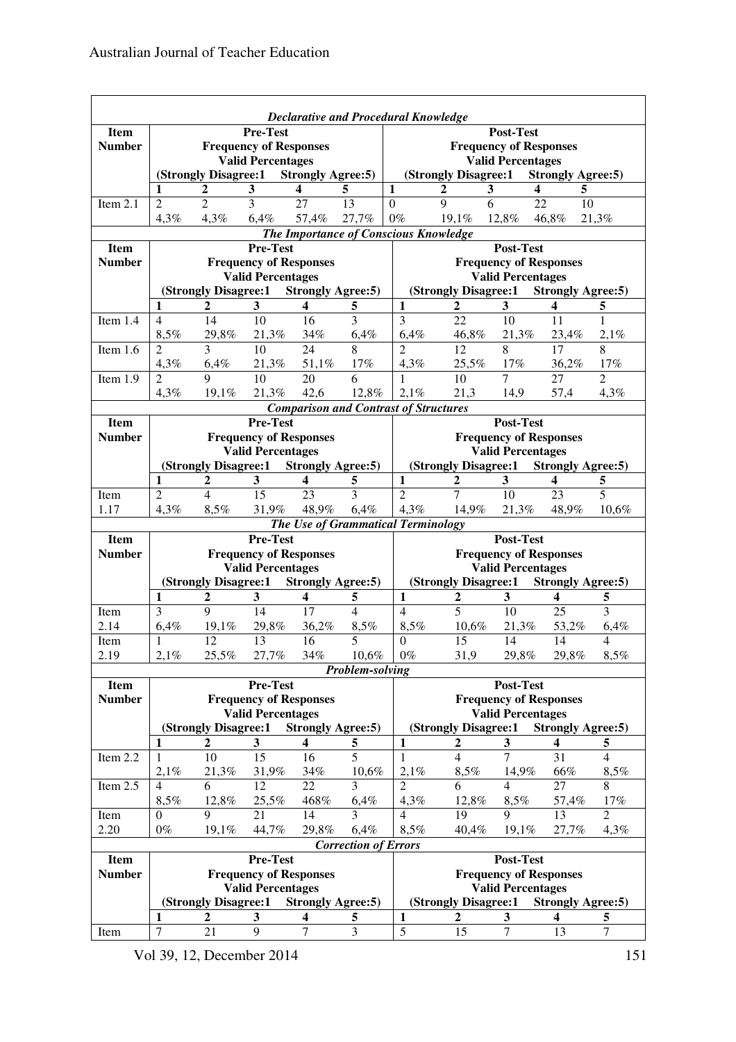| *Declarative and Procedural Knowledge* | | | | | | | | | | |
|---|---|---|---|---|---|---|---|---|---|---|
| **Item Number** | **Pre-Test Frequency of Responses Valid Percentages (Strongly Disagree:1 Strongly Agree:5)** | | | | | **Post-Test Frequency of Responses Valid Percentages (Strongly Disagree:1 Strongly Agree:5)** | | | | |
| | **1** | **2** | **3** | **4** | **5** | **1** | **2** | **3** | **4** | **5** |
| Item 2.1 | 2<br>4,3% | 2<br>4,3% | 3<br>6,4% | 27<br>57,4% | 13<br>27,7% | 0<br>0% | 9<br>19,1% | 6<br>12,8% | 22<br>46,8% | 10<br>21,3% |
| *The Importance of Conscious Knowledge* | | | | | | | | | | |
| **Item Number** | **Pre-Test Frequency of Responses Valid Percentages (Strongly Disagree:1 Strongly Agree:5)** | | | | | **Post-Test Frequency of Responses Valid Percentages (Strongly Disagree:1 Strongly Agree:5)** | | | | |
| | **1** | **2** | **3** | **4** | **5** | **1** | **2** | **3** | **4** | **5** |
| Item 1.4 | 4<br>8,5% | 14<br>29,8% | 10<br>21,3% | 16<br>34% | 3<br>6,4% | 3<br>6,4% | 22<br>46,8% | 10<br>21,3% | 11<br>23,4% | 1<br>2,1% |
| Item 1.6 | 2<br>4,3% | 3<br>6,4% | 10<br>21,3% | 24<br>51,1% | 8<br>17% | 2<br>4,3% | 12<br>25,5% | 8<br>17% | 17<br>36,2% | 8<br>17% |
| Item 1.9 | 2<br>4,3% | 9<br>19,1% | 10<br>21,3% | 20<br>42,6 | 6<br>12,8% | 1<br>2,1% | 10<br>21,3 | 7<br>14,9 | 27<br>57,4 | 2<br>4,3% |
| *Comparison and Contrast of Structures* | | | | | | | | | | |
| **Item Number** | **Pre-Test Frequency of Responses Valid Percentages (Strongly Disagree:1 Strongly Agree:5)** | | | | | **Post-Test Frequency of Responses Valid Percentages (Strongly Disagree:1 Strongly Agree:5)** | | | | |
| | **1** | **2** | **3** | **4** | **5** | **1** | **2** | **3** | **4** | **5** |
| Item 1.17 | 2<br>4,3% | 4<br>8,5% | 15<br>31,9% | 23<br>48,9% | 3<br>6,4% | 2<br>4,3% | 7<br>14,9% | 10<br>21,3% | 23<br>48,9% | 5<br>10,6% |
| *The Use of Grammatical Terminology* | | | | | | | | | | |
| **Item Number** | **Pre-Test Frequency of Responses Valid Percentages (Strongly Disagree:1 Strongly Agree:5)** | | | | | **Post-Test Frequency of Responses Valid Percentages (Strongly Disagree:1 Strongly Agree:5)** | | | | |
| | **1** | **2** | **3** | **4** | **5** | **1** | **2** | **3** | **4** | **5** |
| Item 2.14 | 3<br>6,4% | 9<br>19,1% | 14<br>29,8% | 17<br>36,2% | 4<br>8,5% | 4<br>8,5% | 5<br>10,6% | 10<br>21,3% | 25<br>53,2% | 3<br>6,4% |
| Item 2.19 | 1<br>2,1% | 12<br>25,5% | 13<br>27,7% | 16<br>34% | 5<br>10,6% | 0<br>0% | 15<br>31,9 | 14<br>29,8% | 14<br>29,8% | 4<br>8,5% |
| *Problem-solving* | | | | | | | | | | |
| **Item Number** | **Pre-Test Frequency of Responses Valid Percentages (Strongly Disagree:1 Strongly Agree:5)** | | | | | **Post-Test Frequency of Responses Valid Percentages (Strongly Disagree:1 Strongly Agree:5)** | | | | |
| | **1** | **2** | **3** | **4** | **5** | **1** | **2** | **3** | **4** | **5** |
| Item 2.2 | 1<br>2,1% | 10<br>21,3% | 15<br>31,9% | 16<br>34% | 5<br>10,6% | 1<br>2,1% | 4<br>8,5% | 7<br>14,9% | 31<br>66% | 4<br>8,5% |
| Item 2.5 | 4<br>8,5% | 6<br>12,8% | 12<br>25,5% | 22<br>468% | 3<br>6,4% | 2<br>4,3% | 6<br>12,8% | 4<br>8,5% | 27<br>57,4% | 8<br>17% |
| Item 2.20 | 0<br>0% | 9<br>19,1% | 21<br>44,7% | 14<br>29,8% | 3<br>6,4% | 4<br>8,5% | 19<br>40,4% | 9<br>19,1% | 13<br>27,7% | 2<br>4,3% |
| *Correction of Errors* | | | | | | | | | | |
| **Item Number** | **Pre-Test Frequency of Responses Valid Percentages (Strongly Disagree:1 Strongly Agree:5)** | | | | | **Post-Test Frequency of Responses Valid Percentages (Strongly Disagree:1 Strongly Agree:5)** | | | | |
| | **1** | **2** | **3** | **4** | **5** | **1** | **2** | **3** | **4** | **5** |
| Item | 7 | 21 | 9 | 7 | 3 | 5 | 15 | 7 | 13 | 7 |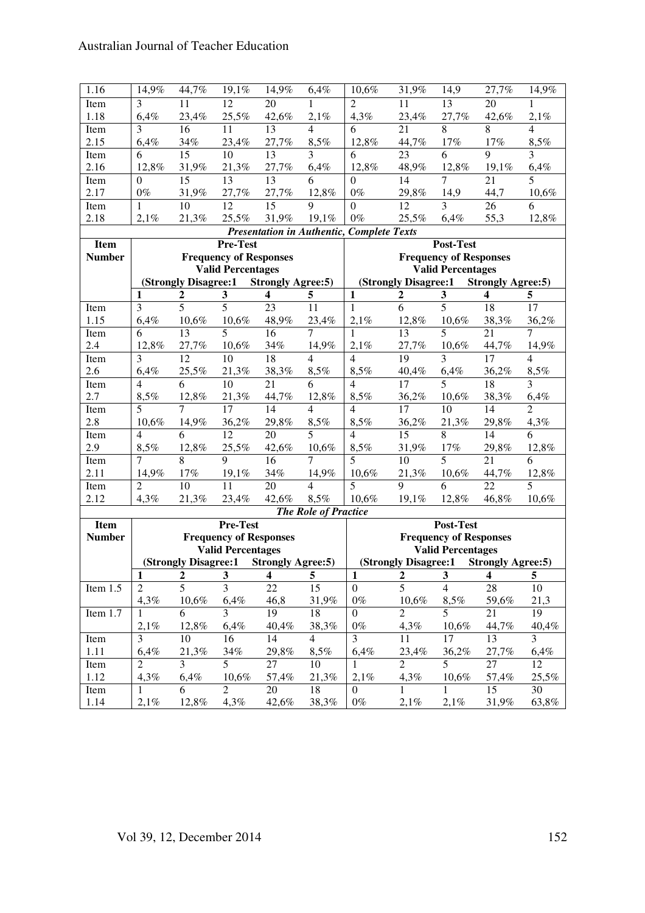| | | | | | | | | | | |
|---|---|---|---|---|---|---|---|---|---|---|
| 1.16 | 14,9% | 44,7% | 19,1% | 14,9% | 6,4% | 10,6% | 31,9% | 14,9 | 27,7% | 14,9% |
| Item 1.18 | 3<br>6,4% | 11<br>23,4% | 12<br>25,5% | 20<br>42,6% | 1<br>2,1% | 2<br>4,3% | 11<br>23,4% | 13<br>27,7% | 20<br>42,6% | 1<br>2,1% |
| Item 2.15 | 3<br>6,4% | 16<br>34% | 11<br>23,4% | 13<br>27,7% | 4<br>8,5% | 6<br>12,8% | 21<br>44,7% | 8<br>17% | 8<br>17% | 4<br>8,5% |
| Item 2.16 | 6<br>12,8% | 15<br>31,9% | 10<br>21,3% | 13<br>27,7% | 3<br>6,4% | 6<br>12,8% | 23<br>48,9% | 6<br>12,8% | 9<br>19,1% | 3<br>6,4% |
| Item 2.17 | 0<br>0% | 15<br>31,9% | 13<br>27,7% | 13<br>27,7% | 6<br>12,8% | 0<br>0% | 14<br>29,8% | 7<br>14,9 | 21<br>44,7 | 5<br>10,6% |
| Item 2.18 | 1<br>2,1% | 10<br>21,3% | 12<br>25,5% | 15<br>31,9% | 9<br>19,1% | 0<br>0% | 12<br>25,5% | 3<br>6,4% | 26<br>55,3 | 6<br>12,8% |

***Presentation in Authentic, Complete Texts***

| Item Number | Pre-Test Frequency of Responses Valid Percentages (Strongly Disagree:1 Strongly Agree:5) | | | | | Post-Test Frequency of Responses Valid Percentages (Strongly Disagree:1 Strongly Agree:5) | | | | |
|---|---|---|---|---|---|---|---|---|---|---|
| | **1** | **2** | **3** | **4** | **5** | **1** | **2** | **3** | **4** | **5** |
| Item 1.15 | 3<br>6,4% | 5<br>10,6% | 5<br>10,6% | 23<br>48,9% | 11<br>23,4% | 1<br>2,1% | 6<br>12,8% | 5<br>10,6% | 18<br>38,3% | 17<br>36,2% |
| Item 2.4 | 6<br>12,8% | 13<br>27,7% | 5<br>10,6% | 16<br>34% | 7<br>14,9% | 1<br>2,1% | 13<br>27,7% | 5<br>10,6% | 21<br>44,7% | 7<br>14,9% |
| Item 2.6 | 3<br>6,4% | 12<br>25,5% | 10<br>21,3% | 18<br>38,3% | 4<br>8,5% | 4<br>8,5% | 19<br>40,4% | 3<br>6,4% | 17<br>36,2% | 4<br>8,5% |
| Item 2.7 | 4<br>8,5% | 6<br>12,8% | 10<br>21,3% | 21<br>44,7% | 6<br>12,8% | 4<br>8,5% | 17<br>36,2% | 5<br>10,6% | 18<br>38,3% | 3<br>6,4% |
| Item 2.8 | 5<br>10,6% | 7<br>14,9% | 17<br>36,2% | 14<br>29,8% | 4<br>8,5% | 4<br>8,5% | 17<br>36,2% | 10<br>21,3% | 14<br>29,8% | 2<br>4,3% |
| Item 2.9 | 4<br>8,5% | 6<br>12,8% | 12<br>25,5% | 20<br>42,6% | 5<br>10,6% | 4<br>8,5% | 15<br>31,9% | 8<br>17% | 14<br>29,8% | 6<br>12,8% |
| Item 2.11 | 7<br>14,9% | 8<br>17% | 9<br>19,1% | 16<br>34% | 7<br>14,9% | 5<br>10,6% | 10<br>21,3% | 5<br>10,6% | 21<br>44,7% | 6<br>12,8% |
| Item 2.12 | 2<br>4,3% | 10<br>21,3% | 11<br>23,4% | 20<br>42,6% | 4<br>8,5% | 5<br>10,6% | 9<br>19,1% | 6<br>12,8% | 22<br>46,8% | 5<br>10,6% |

***The Role of Practice***

| Item Number | Pre-Test Frequency of Responses Valid Percentages (Strongly Disagree:1 Strongly Agree:5) | | | | | Post-Test Frequency of Responses Valid Percentages (Strongly Disagree:1 Strongly Agree:5) | | | | |
|---|---|---|---|---|---|---|---|---|---|---|
| | **1** | **2** | **3** | **4** | **5** | **1** | **2** | **3** | **4** | **5** |
| Item 1.5 | 2<br>4,3% | 5<br>10,6% | 3<br>6,4% | 22<br>46,8 | 15<br>31,9% | 0<br>0% | 5<br>10,6% | 4<br>8,5% | 28<br>59,6% | 10<br>21,3 |
| Item 1.7 | 1<br>2,1% | 6<br>12,8% | 3<br>6,4% | 19<br>40,4% | 18<br>38,3% | 0<br>0% | 2<br>4,3% | 5<br>10,6% | 21<br>44,7% | 19<br>40,4% |
| Item 1.11 | 3<br>6,4% | 10<br>21,3% | 16<br>34% | 14<br>29,8% | 4<br>8,5% | 3<br>6,4% | 11<br>23,4% | 17<br>36,2% | 13<br>27,7% | 3<br>6,4% |
| Item 1.12 | 2<br>4,3% | 3<br>6,4% | 5<br>10,6% | 27<br>57,4% | 10<br>21,3% | 1<br>2,1% | 2<br>4,3% | 5<br>10,6% | 27<br>57,4% | 12<br>25,5% |
| Item 1.14 | 1<br>2,1% | 6<br>12,8% | 2<br>4,3% | 20<br>42,6% | 18<br>38,3% | 0<br>0% | 1<br>2,1% | 1<br>2,1% | 15<br>31,9% | 30<br>63,8% |